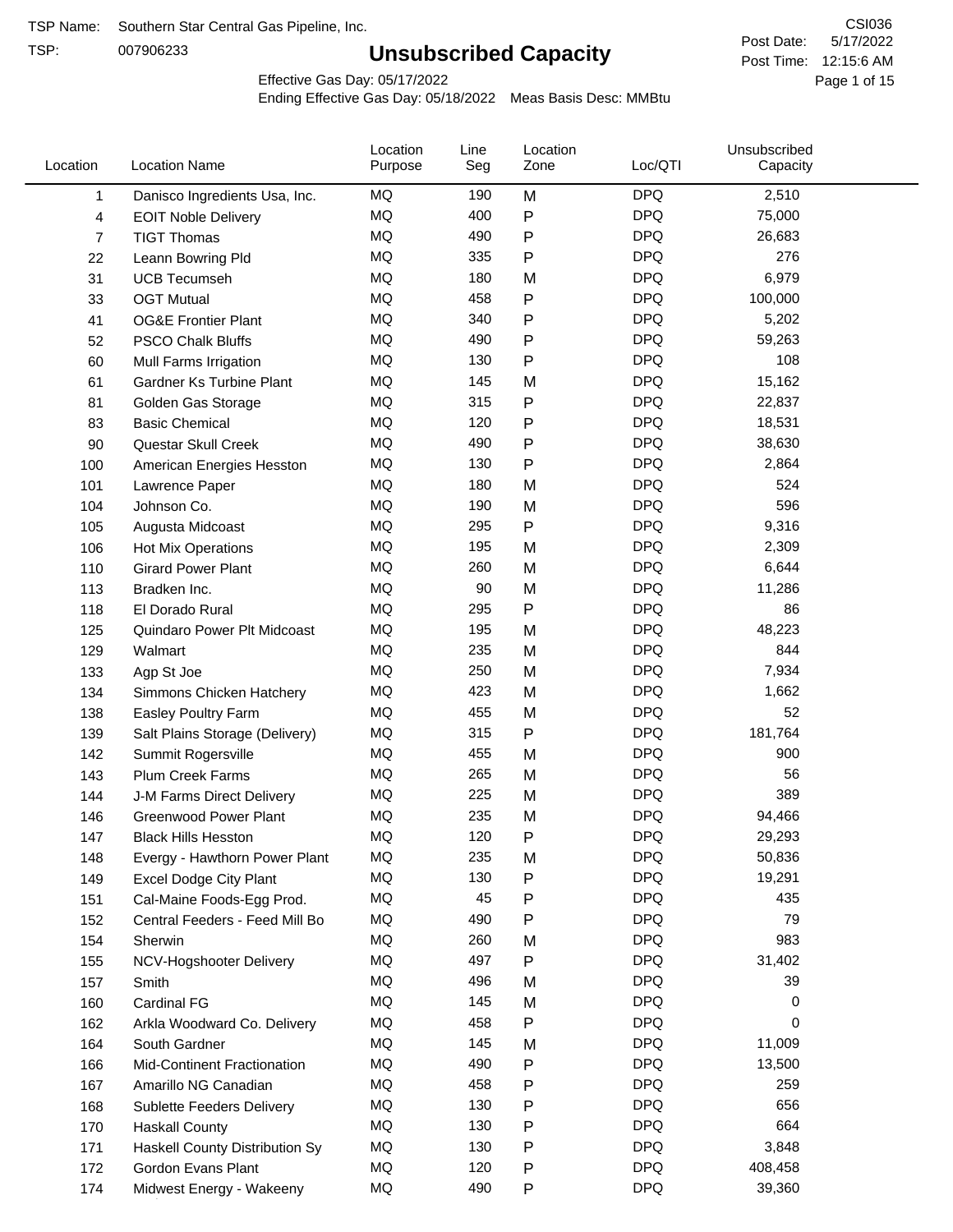TSP Name: Southern Star Central Gas Pipeline, Inc.

TSP: 007906233

CSI036

Post Date: 5/17/2022

Post Time: 12:15:6 AM

# Unsubscribed Capacity

Effective Gas Day: 05/17/2022

Ending Effective Gas Day: 05/18/2022 Meas Basis Desc: MMBtu

| Location | Location Name | Location Purpose | Line Seg | Location Zone | Loc/QTI | Unsubscribed Capacity |
|---|---|---|---|---|---|---|
| 1 | Danisco Ingredients Usa, Inc. | MQ | 190 | M | DPQ | 2,510 |
| 4 | EOIT Noble Delivery | MQ | 400 | P | DPQ | 75,000 |
| 7 | TIGT Thomas | MQ | 490 | P | DPQ | 26,683 |
| 22 | Leann Bowring Pld | MQ | 335 | P | DPQ | 276 |
| 31 | UCB Tecumseh | MQ | 180 | M | DPQ | 6,979 |
| 33 | OGT Mutual | MQ | 458 | P | DPQ | 100,000 |
| 41 | OG&E Frontier Plant | MQ | 340 | P | DPQ | 5,202 |
| 52 | PSCO Chalk Bluffs | MQ | 490 | P | DPQ | 59,263 |
| 60 | Mull Farms Irrigation | MQ | 130 | P | DPQ | 108 |
| 61 | Gardner Ks Turbine Plant | MQ | 145 | M | DPQ | 15,162 |
| 81 | Golden Gas Storage | MQ | 315 | P | DPQ | 22,837 |
| 83 | Basic Chemical | MQ | 120 | P | DPQ | 18,531 |
| 90 | Questar Skull Creek | MQ | 490 | P | DPQ | 38,630 |
| 100 | American Energies Hesston | MQ | 130 | P | DPQ | 2,864 |
| 101 | Lawrence Paper | MQ | 180 | M | DPQ | 524 |
| 104 | Johnson Co. | MQ | 190 | M | DPQ | 596 |
| 105 | Augusta Midcoast | MQ | 295 | P | DPQ | 9,316 |
| 106 | Hot Mix Operations | MQ | 195 | M | DPQ | 2,309 |
| 110 | Girard Power Plant | MQ | 260 | M | DPQ | 6,644 |
| 113 | Bradken Inc. | MQ | 90 | M | DPQ | 11,286 |
| 118 | El Dorado Rural | MQ | 295 | P | DPQ | 86 |
| 125 | Quindaro Power Plt Midcoast | MQ | 195 | M | DPQ | 48,223 |
| 129 | Walmart | MQ | 235 | M | DPQ | 844 |
| 133 | Agp St Joe | MQ | 250 | M | DPQ | 7,934 |
| 134 | Simmons Chicken Hatchery | MQ | 423 | M | DPQ | 1,662 |
| 138 | Easley Poultry Farm | MQ | 455 | M | DPQ | 52 |
| 139 | Salt Plains Storage (Delivery) | MQ | 315 | P | DPQ | 181,764 |
| 142 | Summit Rogersville | MQ | 455 | M | DPQ | 900 |
| 143 | Plum Creek Farms | MQ | 265 | M | DPQ | 56 |
| 144 | J-M Farms Direct Delivery | MQ | 225 | M | DPQ | 389 |
| 146 | Greenwood Power Plant | MQ | 235 | M | DPQ | 94,466 |
| 147 | Black Hills Hesston | MQ | 120 | P | DPQ | 29,293 |
| 148 | Evergy - Hawthorn Power Plant | MQ | 235 | M | DPQ | 50,836 |
| 149 | Excel Dodge City Plant | MQ | 130 | P | DPQ | 19,291 |
| 151 | Cal-Maine Foods-Egg Prod. | MQ | 45 | P | DPQ | 435 |
| 152 | Central Feeders - Feed Mill Bo | MQ | 490 | P | DPQ | 79 |
| 154 | Sherwin | MQ | 260 | M | DPQ | 983 |
| 155 | NCV-Hogshooter Delivery | MQ | 497 | P | DPQ | 31,402 |
| 157 | Smith | MQ | 496 | M | DPQ | 39 |
| 160 | Cardinal FG | MQ | 145 | M | DPQ | 0 |
| 162 | Arkla Woodward Co. Delivery | MQ | 458 | P | DPQ | 0 |
| 164 | South Gardner | MQ | 145 | M | DPQ | 11,009 |
| 166 | Mid-Continent Fractionation | MQ | 490 | P | DPQ | 13,500 |
| 167 | Amarillo NG Canadian | MQ | 458 | P | DPQ | 259 |
| 168 | Sublette Feeders Delivery | MQ | 130 | P | DPQ | 656 |
| 170 | Haskall County | MQ | 130 | P | DPQ | 664 |
| 171 | Haskall County Distribution Sy | MQ | 130 | P | DPQ | 3,848 |
| 172 | Gordon Evans Plant | MQ | 120 | P | DPQ | 408,458 |
| 174 | Midwest Energy - Wakeeny | MQ | 490 | P | DPQ | 39,360 |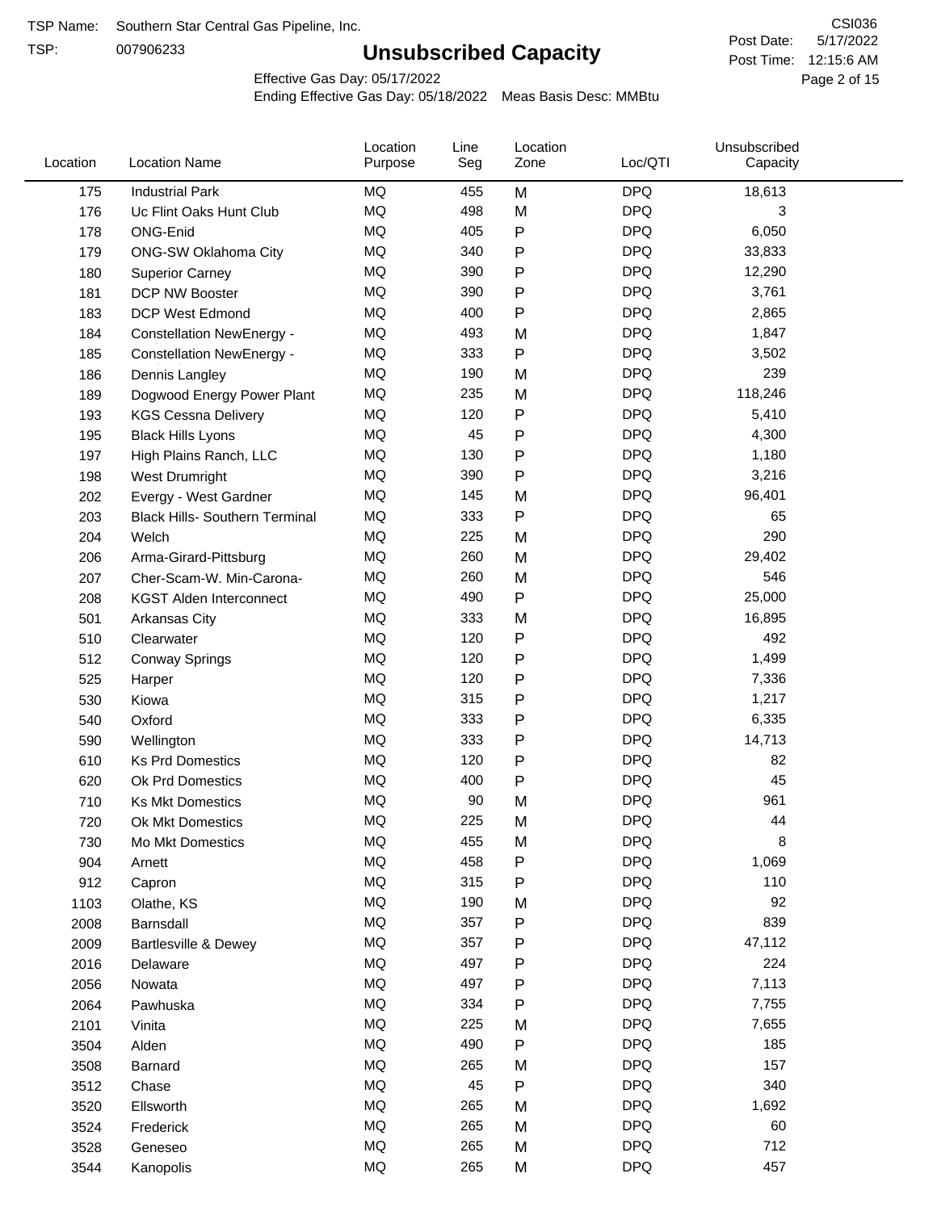TSP Name: Southern Star Central Gas Pipeline, Inc.
TSP: 007906233

# Unsubscribed Capacity

CSI036
Post Date: 5/17/2022
Post Time: 12:15:6 AM

Effective Gas Day: 05/17/2022
Ending Effective Gas Day: 05/18/2022 Meas Basis Desc: MMBtu

| Location | Location Name | Location Purpose | Line Seg | Location Zone | Loc/QTI | Unsubscribed Capacity |
|---|---|---|---|---|---|---|
| 175 | Industrial Park | MQ | 455 | M | DPQ | 18,613 |
| 176 | Uc Flint Oaks Hunt Club | MQ | 498 | M | DPQ | 3 |
| 178 | ONG-Enid | MQ | 405 | P | DPQ | 6,050 |
| 179 | ONG-SW Oklahoma City | MQ | 340 | P | DPQ | 33,833 |
| 180 | Superior Carney | MQ | 390 | P | DPQ | 12,290 |
| 181 | DCP NW Booster | MQ | 390 | P | DPQ | 3,761 |
| 183 | DCP West Edmond | MQ | 400 | P | DPQ | 2,865 |
| 184 | Constellation NewEnergy - | MQ | 493 | M | DPQ | 1,847 |
| 185 | Constellation NewEnergy - | MQ | 333 | P | DPQ | 3,502 |
| 186 | Dennis Langley | MQ | 190 | M | DPQ | 239 |
| 189 | Dogwood Energy Power Plant | MQ | 235 | M | DPQ | 118,246 |
| 193 | KGS Cessna Delivery | MQ | 120 | P | DPQ | 5,410 |
| 195 | Black Hills Lyons | MQ | 45 | P | DPQ | 4,300 |
| 197 | High Plains Ranch, LLC | MQ | 130 | P | DPQ | 1,180 |
| 198 | West Drumright | MQ | 390 | P | DPQ | 3,216 |
| 202 | Evergy - West Gardner | MQ | 145 | M | DPQ | 96,401 |
| 203 | Black Hills- Southern Terminal | MQ | 333 | P | DPQ | 65 |
| 204 | Welch | MQ | 225 | M | DPQ | 290 |
| 206 | Arma-Girard-Pittsburg | MQ | 260 | M | DPQ | 29,402 |
| 207 | Cher-Scam-W. Min-Carona- | MQ | 260 | M | DPQ | 546 |
| 208 | KGST Alden Interconnect | MQ | 490 | P | DPQ | 25,000 |
| 501 | Arkansas City | MQ | 333 | M | DPQ | 16,895 |
| 510 | Clearwater | MQ | 120 | P | DPQ | 492 |
| 512 | Conway Springs | MQ | 120 | P | DPQ | 1,499 |
| 525 | Harper | MQ | 120 | P | DPQ | 7,336 |
| 530 | Kiowa | MQ | 315 | P | DPQ | 1,217 |
| 540 | Oxford | MQ | 333 | P | DPQ | 6,335 |
| 590 | Wellington | MQ | 333 | P | DPQ | 14,713 |
| 610 | Ks Prd Domestics | MQ | 120 | P | DPQ | 82 |
| 620 | Ok Prd Domestics | MQ | 400 | P | DPQ | 45 |
| 710 | Ks Mkt Domestics | MQ | 90 | M | DPQ | 961 |
| 720 | Ok Mkt Domestics | MQ | 225 | M | DPQ | 44 |
| 730 | Mo Mkt Domestics | MQ | 455 | M | DPQ | 8 |
| 904 | Arnett | MQ | 458 | P | DPQ | 1,069 |
| 912 | Capron | MQ | 315 | P | DPQ | 110 |
| 1103 | Olathe, KS | MQ | 190 | M | DPQ | 92 |
| 2008 | Barnsdall | MQ | 357 | P | DPQ | 839 |
| 2009 | Bartlesville & Dewey | MQ | 357 | P | DPQ | 47,112 |
| 2016 | Delaware | MQ | 497 | P | DPQ | 224 |
| 2056 | Nowata | MQ | 497 | P | DPQ | 7,113 |
| 2064 | Pawhuska | MQ | 334 | P | DPQ | 7,755 |
| 2101 | Vinita | MQ | 225 | M | DPQ | 7,655 |
| 3504 | Alden | MQ | 490 | P | DPQ | 185 |
| 3508 | Barnard | MQ | 265 | M | DPQ | 157 |
| 3512 | Chase | MQ | 45 | P | DPQ | 340 |
| 3520 | Ellsworth | MQ | 265 | M | DPQ | 1,692 |
| 3524 | Frederick | MQ | 265 | M | DPQ | 60 |
| 3528 | Geneseo | MQ | 265 | M | DPQ | 712 |
| 3544 | Kanopolis | MQ | 265 | M | DPQ | 457 |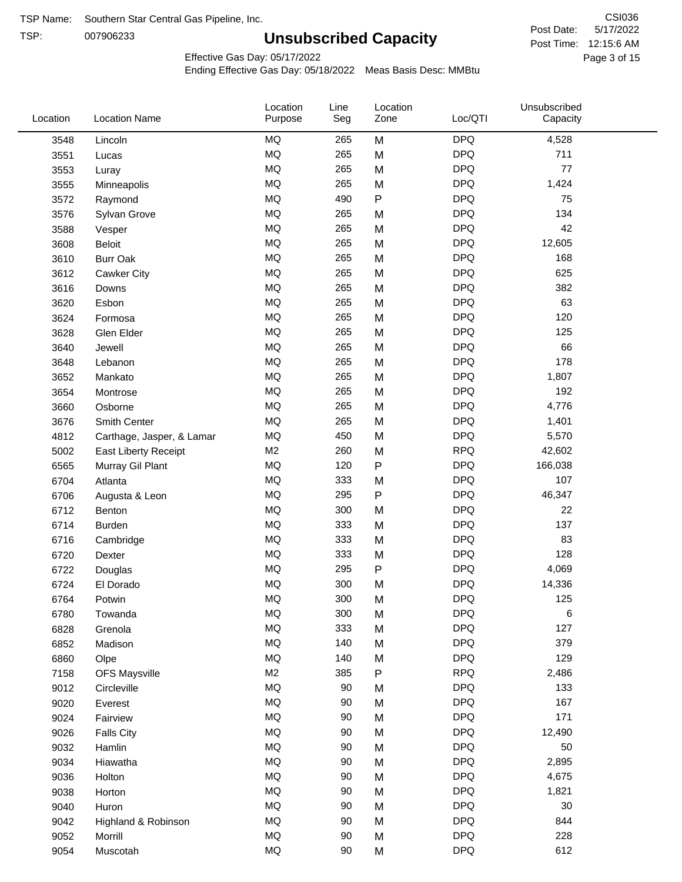TSP Name: Southern Star Central Gas Pipeline, Inc.

TSP: 007906233

# Unsubscribed Capacity

CSI036

Post Date: 5/17/2022

Post Time: 12:15:6 AM

Effective Gas Day: 05/17/2022

Ending Effective Gas Day: 05/18/2022 Meas Basis Desc: MMBtu

| Location | Location Name | Location Purpose | Line Seg | Location Zone | Loc/QTI | Unsubscribed Capacity |
|---|---|---|---|---|---|---|
| 3548 | Lincoln | MQ | 265 | M | DPQ | 4,528 |
| 3551 | Lucas | MQ | 265 | M | DPQ | 711 |
| 3553 | Luray | MQ | 265 | M | DPQ | 77 |
| 3555 | Minneapolis | MQ | 265 | M | DPQ | 1,424 |
| 3572 | Raymond | MQ | 490 | P | DPQ | 75 |
| 3576 | Sylvan Grove | MQ | 265 | M | DPQ | 134 |
| 3588 | Vesper | MQ | 265 | M | DPQ | 42 |
| 3608 | Beloit | MQ | 265 | M | DPQ | 12,605 |
| 3610 | Burr Oak | MQ | 265 | M | DPQ | 168 |
| 3612 | Cawker City | MQ | 265 | M | DPQ | 625 |
| 3616 | Downs | MQ | 265 | M | DPQ | 382 |
| 3620 | Esbon | MQ | 265 | M | DPQ | 63 |
| 3624 | Formosa | MQ | 265 | M | DPQ | 120 |
| 3628 | Glen Elder | MQ | 265 | M | DPQ | 125 |
| 3640 | Jewell | MQ | 265 | M | DPQ | 66 |
| 3648 | Lebanon | MQ | 265 | M | DPQ | 178 |
| 3652 | Mankato | MQ | 265 | M | DPQ | 1,807 |
| 3654 | Montrose | MQ | 265 | M | DPQ | 192 |
| 3660 | Osborne | MQ | 265 | M | DPQ | 4,776 |
| 3676 | Smith Center | MQ | 265 | M | DPQ | 1,401 |
| 4812 | Carthage, Jasper, & Lamar | MQ | 450 | M | DPQ | 5,570 |
| 5002 | East Liberty Receipt | M2 | 260 | M | RPQ | 42,602 |
| 6565 | Murray Gil Plant | MQ | 120 | P | DPQ | 166,038 |
| 6704 | Atlanta | MQ | 333 | M | DPQ | 107 |
| 6706 | Augusta & Leon | MQ | 295 | P | DPQ | 46,347 |
| 6712 | Benton | MQ | 300 | M | DPQ | 22 |
| 6714 | Burden | MQ | 333 | M | DPQ | 137 |
| 6716 | Cambridge | MQ | 333 | M | DPQ | 83 |
| 6720 | Dexter | MQ | 333 | M | DPQ | 128 |
| 6722 | Douglas | MQ | 295 | P | DPQ | 4,069 |
| 6724 | El Dorado | MQ | 300 | M | DPQ | 14,336 |
| 6764 | Potwin | MQ | 300 | M | DPQ | 125 |
| 6780 | Towanda | MQ | 300 | M | DPQ | 6 |
| 6828 | Grenola | MQ | 333 | M | DPQ | 127 |
| 6852 | Madison | MQ | 140 | M | DPQ | 379 |
| 6860 | Olpe | MQ | 140 | M | DPQ | 129 |
| 7158 | OFS Maysville | M2 | 385 | P | RPQ | 2,486 |
| 9012 | Circleville | MQ | 90 | M | DPQ | 133 |
| 9020 | Everest | MQ | 90 | M | DPQ | 167 |
| 9024 | Fairview | MQ | 90 | M | DPQ | 171 |
| 9026 | Falls City | MQ | 90 | M | DPQ | 12,490 |
| 9032 | Hamlin | MQ | 90 | M | DPQ | 50 |
| 9034 | Hiawatha | MQ | 90 | M | DPQ | 2,895 |
| 9036 | Holton | MQ | 90 | M | DPQ | 4,675 |
| 9038 | Horton | MQ | 90 | M | DPQ | 1,821 |
| 9040 | Huron | MQ | 90 | M | DPQ | 30 |
| 9042 | Highland & Robinson | MQ | 90 | M | DPQ | 844 |
| 9052 | Morrill | MQ | 90 | M | DPQ | 228 |
| 9054 | Muscotah | MQ | 90 | M | DPQ | 612 |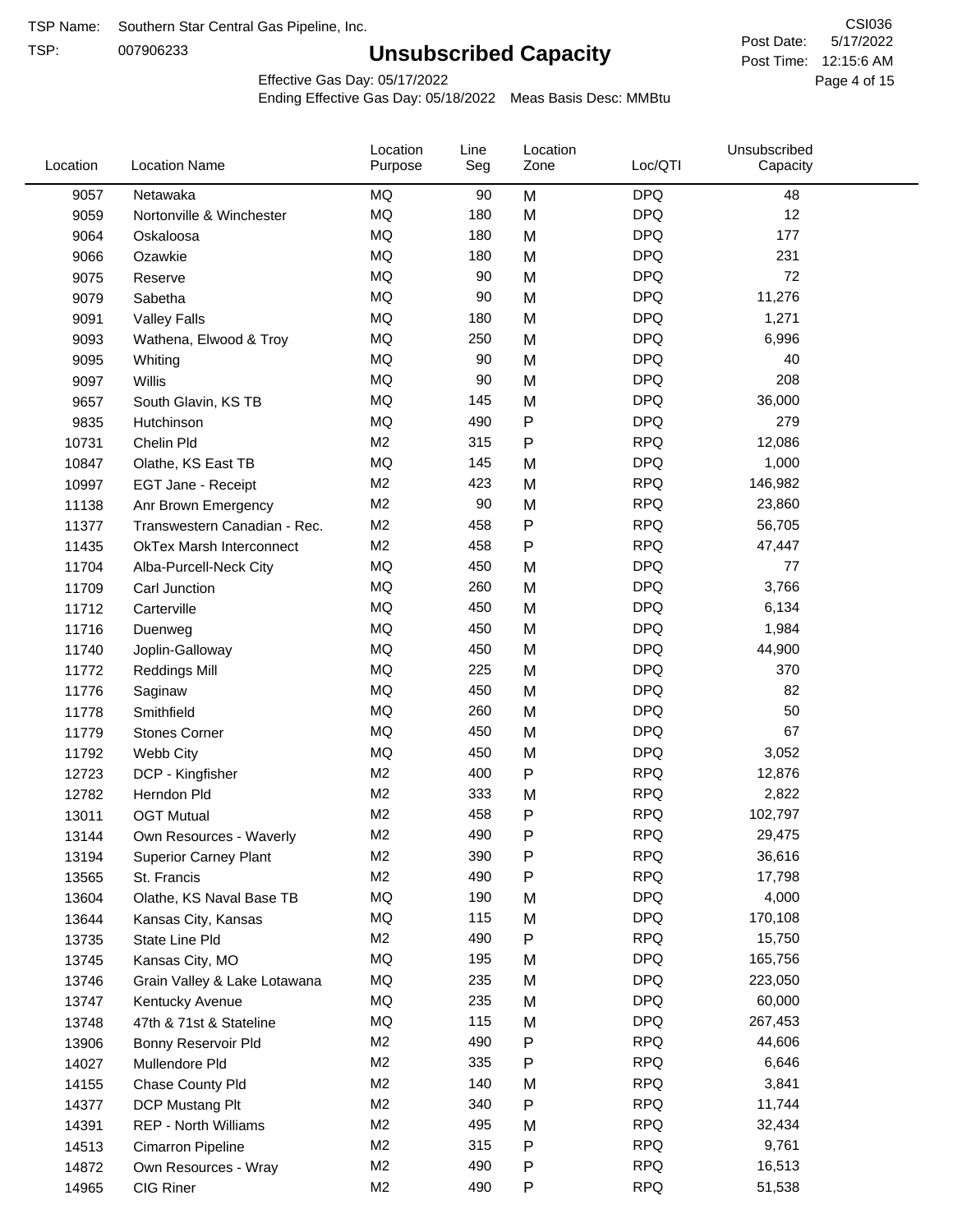TSP Name: Southern Star Central Gas Pipeline, Inc.

TSP: 007906233

# Unsubscribed Capacity

CSI036

Post Date: 5/17/2022

Post Time: 12:15:6 AM

Effective Gas Day: 05/17/2022

Ending Effective Gas Day: 05/18/2022 Meas Basis Desc: MMBtu

| Location | Location Name | Location Purpose | Line Seg | Location Zone | Loc/QTI | Unsubscribed Capacity |
|---|---|---|---|---|---|---|
| 9057 | Netawaka | MQ | 90 | M | DPQ | 48 |
| 9059 | Nortonville & Winchester | MQ | 180 | M | DPQ | 12 |
| 9064 | Oskaloosa | MQ | 180 | M | DPQ | 177 |
| 9066 | Ozawkie | MQ | 180 | M | DPQ | 231 |
| 9075 | Reserve | MQ | 90 | M | DPQ | 72 |
| 9079 | Sabetha | MQ | 90 | M | DPQ | 11,276 |
| 9091 | Valley Falls | MQ | 180 | M | DPQ | 1,271 |
| 9093 | Wathena, Elwood & Troy | MQ | 250 | M | DPQ | 6,996 |
| 9095 | Whiting | MQ | 90 | M | DPQ | 40 |
| 9097 | Willis | MQ | 90 | M | DPQ | 208 |
| 9657 | South Glavin, KS TB | MQ | 145 | M | DPQ | 36,000 |
| 9835 | Hutchinson | MQ | 490 | P | DPQ | 279 |
| 10731 | Chelin Pld | M2 | 315 | P | RPQ | 12,086 |
| 10847 | Olathe, KS East TB | MQ | 145 | M | DPQ | 1,000 |
| 10997 | EGT Jane - Receipt | M2 | 423 | M | RPQ | 146,982 |
| 11138 | Anr Brown Emergency | M2 | 90 | M | RPQ | 23,860 |
| 11377 | Transwestern Canadian - Rec. | M2 | 458 | P | RPQ | 56,705 |
| 11435 | OkTex Marsh Interconnect | M2 | 458 | P | RPQ | 47,447 |
| 11704 | Alba-Purcell-Neck City | MQ | 450 | M | DPQ | 77 |
| 11709 | Carl Junction | MQ | 260 | M | DPQ | 3,766 |
| 11712 | Carterville | MQ | 450 | M | DPQ | 6,134 |
| 11716 | Duenweg | MQ | 450 | M | DPQ | 1,984 |
| 11740 | Joplin-Galloway | MQ | 450 | M | DPQ | 44,900 |
| 11772 | Reddings Mill | MQ | 225 | M | DPQ | 370 |
| 11776 | Saginaw | MQ | 450 | M | DPQ | 82 |
| 11778 | Smithfield | MQ | 260 | M | DPQ | 50 |
| 11779 | Stones Corner | MQ | 450 | M | DPQ | 67 |
| 11792 | Webb City | MQ | 450 | M | DPQ | 3,052 |
| 12723 | DCP - Kingfisher | M2 | 400 | P | RPQ | 12,876 |
| 12782 | Herndon Pld | M2 | 333 | M | RPQ | 2,822 |
| 13011 | OGT Mutual | M2 | 458 | P | RPQ | 102,797 |
| 13144 | Own Resources - Waverly | M2 | 490 | P | RPQ | 29,475 |
| 13194 | Superior Carney Plant | M2 | 390 | P | RPQ | 36,616 |
| 13565 | St. Francis | M2 | 490 | P | RPQ | 17,798 |
| 13604 | Olathe, KS Naval Base TB | MQ | 190 | M | DPQ | 4,000 |
| 13644 | Kansas City, Kansas | MQ | 115 | M | DPQ | 170,108 |
| 13735 | State Line Pld | M2 | 490 | P | RPQ | 15,750 |
| 13745 | Kansas City, MO | MQ | 195 | M | DPQ | 165,756 |
| 13746 | Grain Valley & Lake Lotawana | MQ | 235 | M | DPQ | 223,050 |
| 13747 | Kentucky Avenue | MQ | 235 | M | DPQ | 60,000 |
| 13748 | 47th & 71st & Stateline | MQ | 115 | M | DPQ | 267,453 |
| 13906 | Bonny Reservoir Pld | M2 | 490 | P | RPQ | 44,606 |
| 14027 | Mullendore Pld | M2 | 335 | P | RPQ | 6,646 |
| 14155 | Chase County Pld | M2 | 140 | M | RPQ | 3,841 |
| 14377 | DCP Mustang Plt | M2 | 340 | P | RPQ | 11,744 |
| 14391 | REP - North Williams | M2 | 495 | M | RPQ | 32,434 |
| 14513 | Cimarron Pipeline | M2 | 315 | P | RPQ | 9,761 |
| 14872 | Own Resources - Wray | M2 | 490 | P | RPQ | 16,513 |
| 14965 | CIG Riner | M2 | 490 | P | RPQ | 51,538 |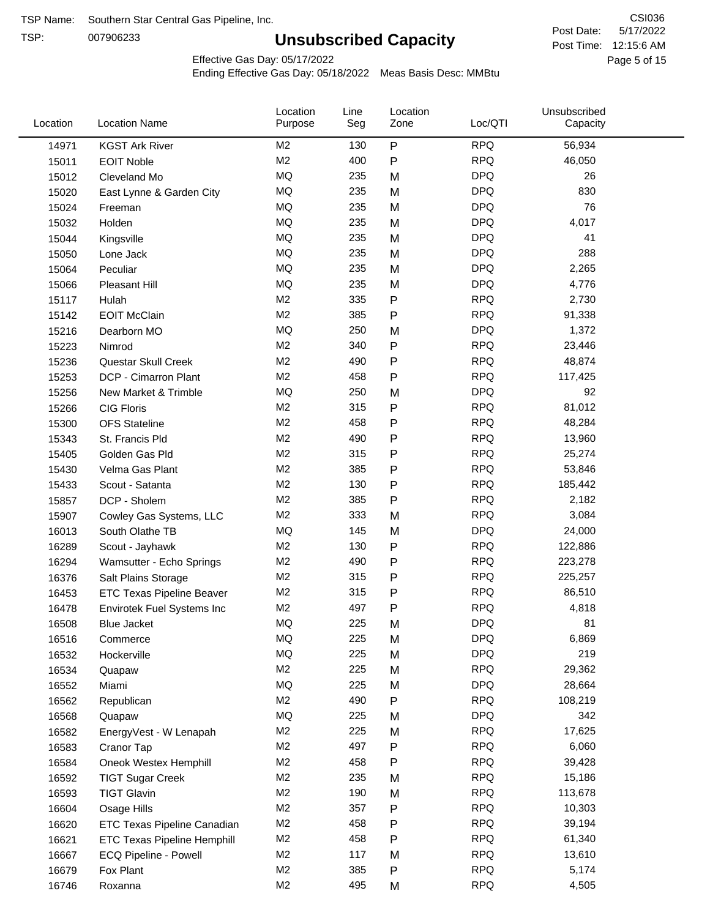TSP Name: Southern Star Central Gas Pipeline, Inc.

TSP: 007906233

# Unsubscribed Capacity

CSI036

Post Date: 5/17/2022

Post Time: 12:15:6 AM

Effective Gas Day: 05/17/2022

Ending Effective Gas Day: 05/18/2022 Meas Basis Desc: MMBtu

| Location | Location Name | Location Purpose | Line Seg | Location Zone | Loc/QTI | Unsubscribed Capacity |
|---|---|---|---|---|---|---|
| 14971 | KGST Ark River | M2 | 130 | P | RPQ | 56,934 |
| 15011 | EOIT Noble | M2 | 400 | P | RPQ | 46,050 |
| 15012 | Cleveland Mo | MQ | 235 | M | DPQ | 26 |
| 15020 | East Lynne & Garden City | MQ | 235 | M | DPQ | 830 |
| 15024 | Freeman | MQ | 235 | M | DPQ | 76 |
| 15032 | Holden | MQ | 235 | M | DPQ | 4,017 |
| 15044 | Kingsville | MQ | 235 | M | DPQ | 41 |
| 15050 | Lone Jack | MQ | 235 | M | DPQ | 288 |
| 15064 | Peculiar | MQ | 235 | M | DPQ | 2,265 |
| 15066 | Pleasant Hill | MQ | 235 | M | DPQ | 4,776 |
| 15117 | Hulah | M2 | 335 | P | RPQ | 2,730 |
| 15142 | EOIT McClain | M2 | 385 | P | RPQ | 91,338 |
| 15216 | Dearborn MO | MQ | 250 | M | DPQ | 1,372 |
| 15223 | Nimrod | M2 | 340 | P | RPQ | 23,446 |
| 15236 | Questar Skull Creek | M2 | 490 | P | RPQ | 48,874 |
| 15253 | DCP - Cimarron Plant | M2 | 458 | P | RPQ | 117,425 |
| 15256 | New Market & Trimble | MQ | 250 | M | DPQ | 92 |
| 15266 | CIG Floris | M2 | 315 | P | RPQ | 81,012 |
| 15300 | OFS Stateline | M2 | 458 | P | RPQ | 48,284 |
| 15343 | St. Francis Pld | M2 | 490 | P | RPQ | 13,960 |
| 15405 | Golden Gas Pld | M2 | 315 | P | RPQ | 25,274 |
| 15430 | Velma Gas Plant | M2 | 385 | P | RPQ | 53,846 |
| 15433 | Scout - Satanta | M2 | 130 | P | RPQ | 185,442 |
| 15857 | DCP - Sholem | M2 | 385 | P | RPQ | 2,182 |
| 15907 | Cowley Gas Systems, LLC | M2 | 333 | M | RPQ | 3,084 |
| 16013 | South Olathe TB | MQ | 145 | M | DPQ | 24,000 |
| 16289 | Scout - Jayhawk | M2 | 130 | P | RPQ | 122,886 |
| 16294 | Wamsutter - Echo Springs | M2 | 490 | P | RPQ | 223,278 |
| 16376 | Salt Plains Storage | M2 | 315 | P | RPQ | 225,257 |
| 16453 | ETC Texas Pipeline Beaver | M2 | 315 | P | RPQ | 86,510 |
| 16478 | Envirotek Fuel Systems Inc | M2 | 497 | P | RPQ | 4,818 |
| 16508 | Blue Jacket | MQ | 225 | M | DPQ | 81 |
| 16516 | Commerce | MQ | 225 | M | DPQ | 6,869 |
| 16532 | Hockerville | MQ | 225 | M | DPQ | 219 |
| 16534 | Quapaw | M2 | 225 | M | RPQ | 29,362 |
| 16552 | Miami | MQ | 225 | M | DPQ | 28,664 |
| 16562 | Republican | M2 | 490 | P | RPQ | 108,219 |
| 16568 | Quapaw | MQ | 225 | M | DPQ | 342 |
| 16582 | EnergyVest - W Lenapah | M2 | 225 | M | RPQ | 17,625 |
| 16583 | Cranor Tap | M2 | 497 | P | RPQ | 6,060 |
| 16584 | Oneok Westex Hemphill | M2 | 458 | P | RPQ | 39,428 |
| 16592 | TIGT Sugar Creek | M2 | 235 | M | RPQ | 15,186 |
| 16593 | TIGT Glavin | M2 | 190 | M | RPQ | 113,678 |
| 16604 | Osage Hills | M2 | 357 | P | RPQ | 10,303 |
| 16620 | ETC Texas Pipeline Canadian | M2 | 458 | P | RPQ | 39,194 |
| 16621 | ETC Texas Pipeline Hemphill | M2 | 458 | P | RPQ | 61,340 |
| 16667 | ECQ Pipeline - Powell | M2 | 117 | M | RPQ | 13,610 |
| 16679 | Fox Plant | M2 | 385 | P | RPQ | 5,174 |
| 16746 | Roxanna | M2 | 495 | M | RPQ | 4,505 |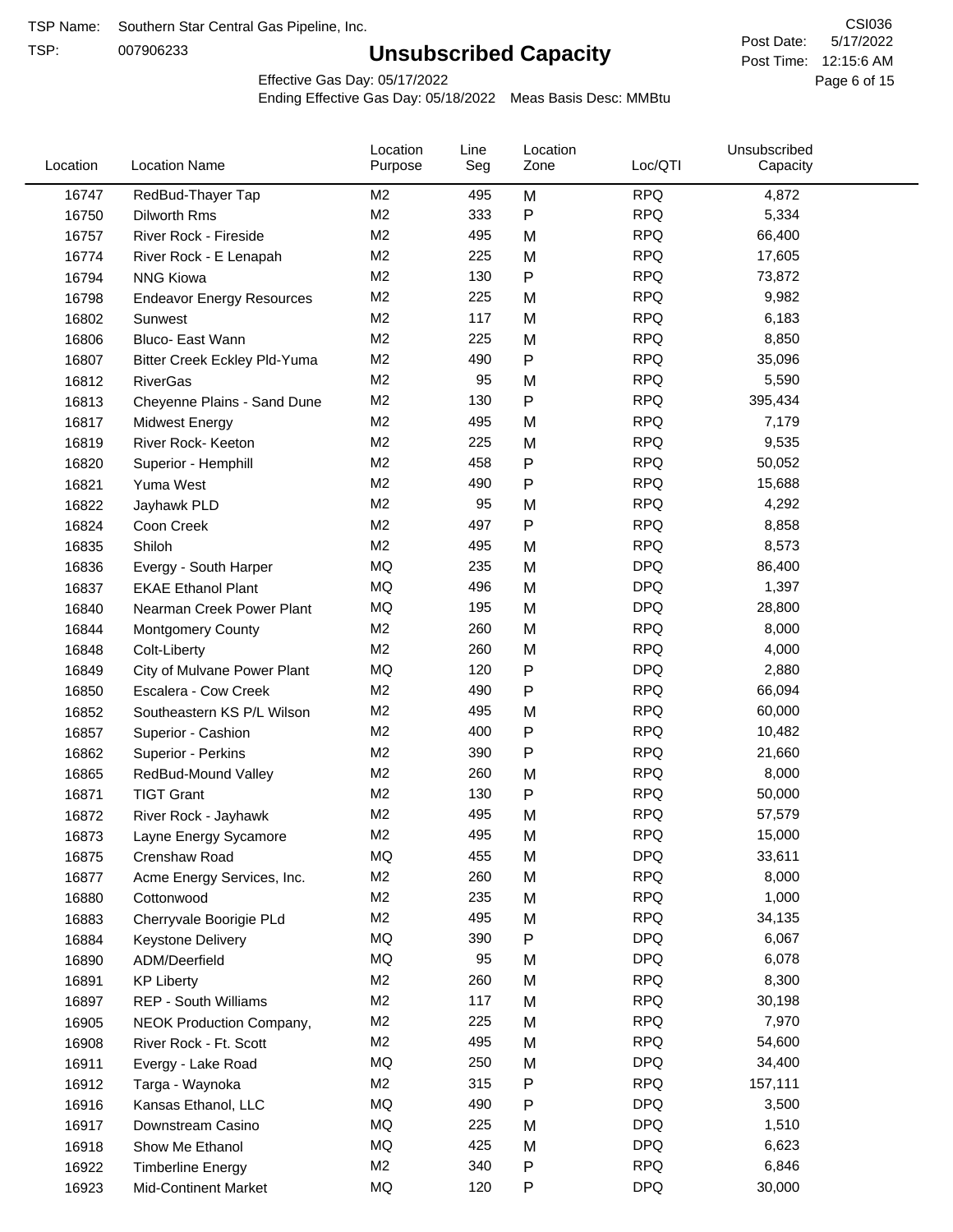TSP Name: Southern Star Central Gas Pipeline, Inc.
TSP: 007906233

# Unsubscribed Capacity

CSI036
Post Date: 5/17/2022
Post Time: 12:15:6 AM

Effective Gas Day: 05/17/2022
Ending Effective Gas Day: 05/18/2022 Meas Basis Desc: MMBtu

| Location | Location Name | Location Purpose | Line Seg | Location Zone | Loc/QTI | Unsubscribed Capacity |
|---|---|---|---|---|---|---|
| 16747 | RedBud-Thayer Tap | M2 | 495 | M | RPQ | 4,872 |
| 16750 | Dilworth Rms | M2 | 333 | P | RPQ | 5,334 |
| 16757 | River Rock - Fireside | M2 | 495 | M | RPQ | 66,400 |
| 16774 | River Rock - E Lenapah | M2 | 225 | M | RPQ | 17,605 |
| 16794 | NNG Kiowa | M2 | 130 | P | RPQ | 73,872 |
| 16798 | Endeavor Energy Resources | M2 | 225 | M | RPQ | 9,982 |
| 16802 | Sunwest | M2 | 117 | M | RPQ | 6,183 |
| 16806 | Bluco- East Wann | M2 | 225 | M | RPQ | 8,850 |
| 16807 | Bitter Creek Eckley Pld-Yuma | M2 | 490 | P | RPQ | 35,096 |
| 16812 | RiverGas | M2 | 95 | M | RPQ | 5,590 |
| 16813 | Cheyenne Plains - Sand Dune | M2 | 130 | P | RPQ | 395,434 |
| 16817 | Midwest Energy | M2 | 495 | M | RPQ | 7,179 |
| 16819 | River Rock- Keeton | M2 | 225 | M | RPQ | 9,535 |
| 16820 | Superior - Hemphill | M2 | 458 | P | RPQ | 50,052 |
| 16821 | Yuma West | M2 | 490 | P | RPQ | 15,688 |
| 16822 | Jayhawk PLD | M2 | 95 | M | RPQ | 4,292 |
| 16824 | Coon Creek | M2 | 497 | P | RPQ | 8,858 |
| 16835 | Shiloh | M2 | 495 | M | RPQ | 8,573 |
| 16836 | Evergy - South Harper | MQ | 235 | M | DPQ | 86,400 |
| 16837 | EKAE Ethanol Plant | MQ | 496 | M | DPQ | 1,397 |
| 16840 | Nearman Creek Power Plant | MQ | 195 | M | DPQ | 28,800 |
| 16844 | Montgomery County | M2 | 260 | M | RPQ | 8,000 |
| 16848 | Colt-Liberty | M2 | 260 | M | RPQ | 4,000 |
| 16849 | City of Mulvane Power Plant | MQ | 120 | P | DPQ | 2,880 |
| 16850 | Escalera - Cow Creek | M2 | 490 | P | RPQ | 66,094 |
| 16852 | Southeastern KS P/L Wilson | M2 | 495 | M | RPQ | 60,000 |
| 16857 | Superior - Cashion | M2 | 400 | P | RPQ | 10,482 |
| 16862 | Superior - Perkins | M2 | 390 | P | RPQ | 21,660 |
| 16865 | RedBud-Mound Valley | M2 | 260 | M | RPQ | 8,000 |
| 16871 | TIGT Grant | M2 | 130 | P | RPQ | 50,000 |
| 16872 | River Rock - Jayhawk | M2 | 495 | M | RPQ | 57,579 |
| 16873 | Layne Energy Sycamore | M2 | 495 | M | RPQ | 15,000 |
| 16875 | Crenshaw Road | MQ | 455 | M | DPQ | 33,611 |
| 16877 | Acme Energy Services, Inc. | M2 | 260 | M | RPQ | 8,000 |
| 16880 | Cottonwood | M2 | 235 | M | RPQ | 1,000 |
| 16883 | Cherryvale Boorigie PLd | M2 | 495 | M | RPQ | 34,135 |
| 16884 | Keystone Delivery | MQ | 390 | P | DPQ | 6,067 |
| 16890 | ADM/Deerfield | MQ | 95 | M | DPQ | 6,078 |
| 16891 | KP Liberty | M2 | 260 | M | RPQ | 8,300 |
| 16897 | REP - South Williams | M2 | 117 | M | RPQ | 30,198 |
| 16905 | NEOK Production Company, | M2 | 225 | M | RPQ | 7,970 |
| 16908 | River Rock - Ft. Scott | M2 | 495 | M | RPQ | 54,600 |
| 16911 | Evergy - Lake Road | MQ | 250 | M | DPQ | 34,400 |
| 16912 | Targa - Waynoka | M2 | 315 | P | RPQ | 157,111 |
| 16916 | Kansas Ethanol, LLC | MQ | 490 | P | DPQ | 3,500 |
| 16917 | Downstream Casino | MQ | 225 | M | DPQ | 1,510 |
| 16918 | Show Me Ethanol | MQ | 425 | M | DPQ | 6,623 |
| 16922 | Timberline Energy | M2 | 340 | P | RPQ | 6,846 |
| 16923 | Mid-Continent Market | MQ | 120 | P | DPQ | 30,000 |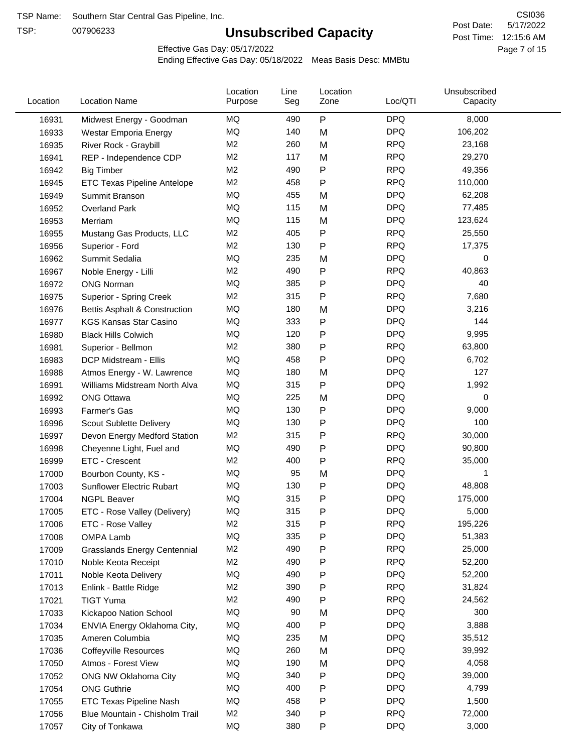TSP Name: Southern Star Central Gas Pipeline, Inc.

TSP: 007906233

# Unsubscribed Capacity

CSI036

Post Date: 5/17/2022

Post Time: 12:15:6 AM

Effective Gas Day: 05/17/2022

Ending Effective Gas Day: 05/18/2022 Meas Basis Desc: MMBtu

| Location | Location Name | Location Purpose | Line Seg | Location Zone | Loc/QTI | Unsubscribed Capacity |
|---|---|---|---|---|---|---|
| 16931 | Midwest Energy - Goodman | MQ | 490 | P | DPQ | 8,000 |
| 16933 | Westar Emporia Energy | MQ | 140 | M | DPQ | 106,202 |
| 16935 | River Rock - Graybill | M2 | 260 | M | RPQ | 23,168 |
| 16941 | REP - Independence CDP | M2 | 117 | M | RPQ | 29,270 |
| 16942 | Big Timber | M2 | 490 | P | RPQ | 49,356 |
| 16945 | ETC Texas Pipeline Antelope | M2 | 458 | P | RPQ | 110,000 |
| 16949 | Summit Branson | MQ | 455 | M | DPQ | 62,208 |
| 16952 | Overland Park | MQ | 115 | M | DPQ | 77,485 |
| 16953 | Merriam | MQ | 115 | M | DPQ | 123,624 |
| 16955 | Mustang Gas Products, LLC | M2 | 405 | P | RPQ | 25,550 |
| 16956 | Superior - Ford | M2 | 130 | P | RPQ | 17,375 |
| 16962 | Summit Sedalia | MQ | 235 | M | DPQ | 0 |
| 16967 | Noble Energy - Lilli | M2 | 490 | P | RPQ | 40,863 |
| 16972 | ONG Norman | MQ | 385 | P | DPQ | 40 |
| 16975 | Superior - Spring Creek | M2 | 315 | P | RPQ | 7,680 |
| 16976 | Bettis Asphalt & Construction | MQ | 180 | M | DPQ | 3,216 |
| 16977 | KGS Kansas Star Casino | MQ | 333 | P | DPQ | 144 |
| 16980 | Black Hills Colwich | MQ | 120 | P | DPQ | 9,995 |
| 16981 | Superior - Bellmon | M2 | 380 | P | RPQ | 63,800 |
| 16983 | DCP Midstream - Ellis | MQ | 458 | P | DPQ | 6,702 |
| 16988 | Atmos Energy - W. Lawrence | MQ | 180 | M | DPQ | 127 |
| 16991 | Williams Midstream North Alva | MQ | 315 | P | DPQ | 1,992 |
| 16992 | ONG Ottawa | MQ | 225 | M | DPQ | 0 |
| 16993 | Farmer's Gas | MQ | 130 | P | DPQ | 9,000 |
| 16996 | Scout Sublette Delivery | MQ | 130 | P | DPQ | 100 |
| 16997 | Devon Energy Medford Station | M2 | 315 | P | RPQ | 30,000 |
| 16998 | Cheyenne Light, Fuel and | MQ | 490 | P | DPQ | 90,800 |
| 16999 | ETC - Crescent | M2 | 400 | P | RPQ | 35,000 |
| 17000 | Bourbon County, KS - | MQ | 95 | M | DPQ | 1 |
| 17003 | Sunflower Electric Rubart | MQ | 130 | P | DPQ | 48,808 |
| 17004 | NGPL Beaver | MQ | 315 | P | DPQ | 175,000 |
| 17005 | ETC - Rose Valley (Delivery) | MQ | 315 | P | DPQ | 5,000 |
| 17006 | ETC - Rose Valley | M2 | 315 | P | RPQ | 195,226 |
| 17008 | OMPA Lamb | MQ | 335 | P | DPQ | 51,383 |
| 17009 | Grasslands Energy Centennial | M2 | 490 | P | RPQ | 25,000 |
| 17010 | Noble Keota Receipt | M2 | 490 | P | RPQ | 52,200 |
| 17011 | Noble Keota Delivery | MQ | 490 | P | DPQ | 52,200 |
| 17013 | Enlink - Battle Ridge | M2 | 390 | P | RPQ | 31,824 |
| 17021 | TIGT Yuma | M2 | 490 | P | RPQ | 24,562 |
| 17033 | Kickapoo Nation School | MQ | 90 | M | DPQ | 300 |
| 17034 | ENVIA Energy Oklahoma City, | MQ | 400 | P | DPQ | 3,888 |
| 17035 | Ameren Columbia | MQ | 235 | M | DPQ | 35,512 |
| 17036 | Coffeyville Resources | MQ | 260 | M | DPQ | 39,992 |
| 17050 | Atmos - Forest View | MQ | 190 | M | DPQ | 4,058 |
| 17052 | ONG NW Oklahoma City | MQ | 340 | P | DPQ | 39,000 |
| 17054 | ONG Guthrie | MQ | 400 | P | DPQ | 4,799 |
| 17055 | ETC Texas Pipeline Nash | MQ | 458 | P | DPQ | 1,500 |
| 17056 | Blue Mountain - Chisholm Trail | M2 | 340 | P | RPQ | 72,000 |
| 17057 | City of Tonkawa | MQ | 380 | P | DPQ | 3,000 |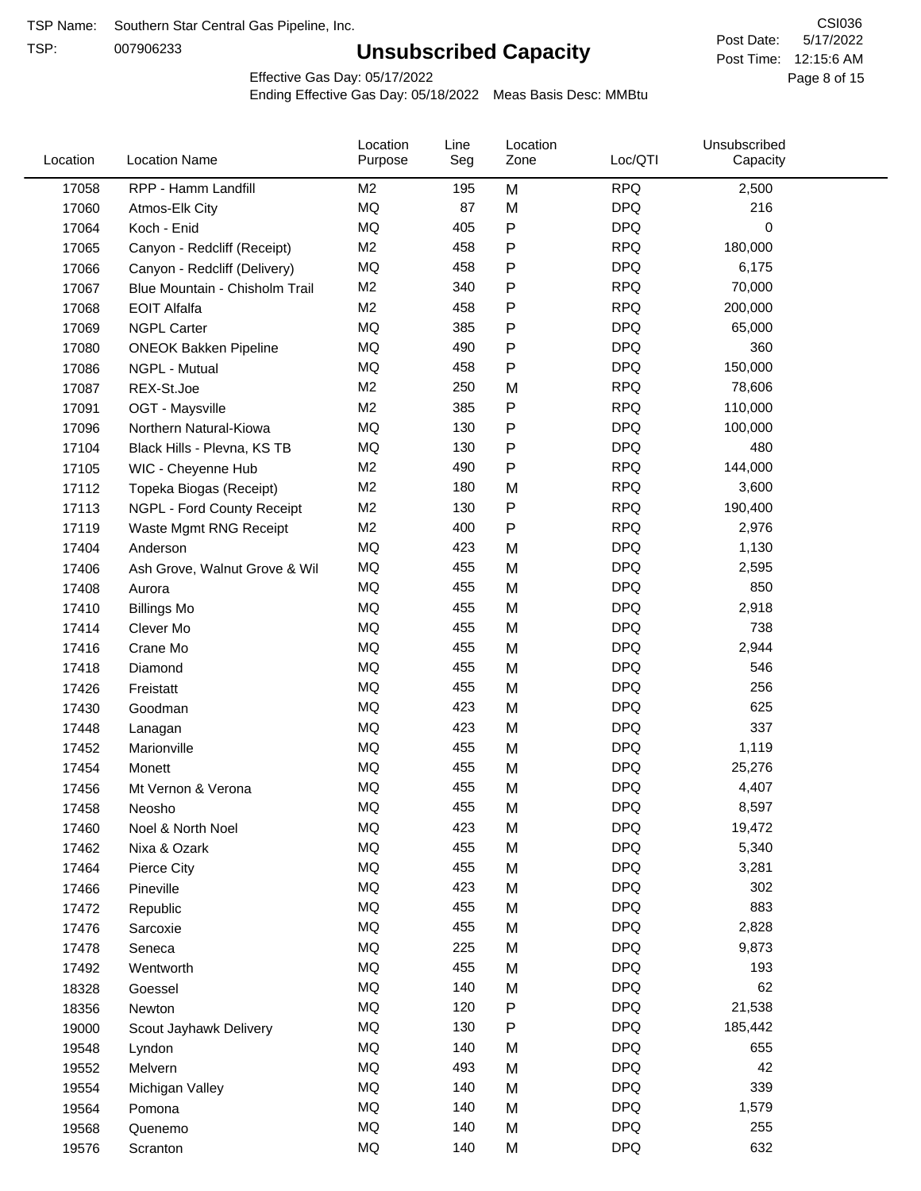TSP Name: Southern Star Central Gas Pipeline, Inc.

TSP: 007906233

# Unsubscribed Capacity

CSI036

Post Date: 5/17/2022

Post Time: 12:15:6 AM

Effective Gas Day: 05/17/2022

Ending Effective Gas Day: 05/18/2022 Meas Basis Desc: MMBtu

| Location | Location Name | Location Purpose | Line Seg | Location Zone | Loc/QTI | Unsubscribed Capacity |
|---|---|---|---|---|---|---|
| 17058 | RPP - Hamm Landfill | M2 | 195 | M | RPQ | 2,500 |
| 17060 | Atmos-Elk City | MQ | 87 | M | DPQ | 216 |
| 17064 | Koch - Enid | MQ | 405 | P | DPQ | 0 |
| 17065 | Canyon - Redcliff (Receipt) | M2 | 458 | P | RPQ | 180,000 |
| 17066 | Canyon - Redcliff (Delivery) | MQ | 458 | P | DPQ | 6,175 |
| 17067 | Blue Mountain - Chisholm Trail | M2 | 340 | P | RPQ | 70,000 |
| 17068 | EOIT Alfalfa | M2 | 458 | P | RPQ | 200,000 |
| 17069 | NGPL Carter | MQ | 385 | P | DPQ | 65,000 |
| 17080 | ONEOK Bakken Pipeline | MQ | 490 | P | DPQ | 360 |
| 17086 | NGPL - Mutual | MQ | 458 | P | DPQ | 150,000 |
| 17087 | REX-St.Joe | M2 | 250 | M | RPQ | 78,606 |
| 17091 | OGT - Maysville | M2 | 385 | P | RPQ | 110,000 |
| 17096 | Northern Natural-Kiowa | MQ | 130 | P | DPQ | 100,000 |
| 17104 | Black Hills - Plevna, KS TB | MQ | 130 | P | DPQ | 480 |
| 17105 | WIC - Cheyenne Hub | M2 | 490 | P | RPQ | 144,000 |
| 17112 | Topeka Biogas (Receipt) | M2 | 180 | M | RPQ | 3,600 |
| 17113 | NGPL - Ford County Receipt | M2 | 130 | P | RPQ | 190,400 |
| 17119 | Waste Mgmt RNG Receipt | M2 | 400 | P | RPQ | 2,976 |
| 17404 | Anderson | MQ | 423 | M | DPQ | 1,130 |
| 17406 | Ash Grove, Walnut Grove & Wil | MQ | 455 | M | DPQ | 2,595 |
| 17408 | Aurora | MQ | 455 | M | DPQ | 850 |
| 17410 | Billings Mo | MQ | 455 | M | DPQ | 2,918 |
| 17414 | Clever Mo | MQ | 455 | M | DPQ | 738 |
| 17416 | Crane Mo | MQ | 455 | M | DPQ | 2,944 |
| 17418 | Diamond | MQ | 455 | M | DPQ | 546 |
| 17426 | Freistatt | MQ | 455 | M | DPQ | 256 |
| 17430 | Goodman | MQ | 423 | M | DPQ | 625 |
| 17448 | Lanagan | MQ | 423 | M | DPQ | 337 |
| 17452 | Marionville | MQ | 455 | M | DPQ | 1,119 |
| 17454 | Monett | MQ | 455 | M | DPQ | 25,276 |
| 17456 | Mt Vernon & Verona | MQ | 455 | M | DPQ | 4,407 |
| 17458 | Neosho | MQ | 455 | M | DPQ | 8,597 |
| 17460 | Noel & North Noel | MQ | 423 | M | DPQ | 19,472 |
| 17462 | Nixa & Ozark | MQ | 455 | M | DPQ | 5,340 |
| 17464 | Pierce City | MQ | 455 | M | DPQ | 3,281 |
| 17466 | Pineville | MQ | 423 | M | DPQ | 302 |
| 17472 | Republic | MQ | 455 | M | DPQ | 883 |
| 17476 | Sarcoxie | MQ | 455 | M | DPQ | 2,828 |
| 17478 | Seneca | MQ | 225 | M | DPQ | 9,873 |
| 17492 | Wentworth | MQ | 455 | M | DPQ | 193 |
| 18328 | Goessel | MQ | 140 | M | DPQ | 62 |
| 18356 | Newton | MQ | 120 | P | DPQ | 21,538 |
| 19000 | Scout Jayhawk Delivery | MQ | 130 | P | DPQ | 185,442 |
| 19548 | Lyndon | MQ | 140 | M | DPQ | 655 |
| 19552 | Melvern | MQ | 493 | M | DPQ | 42 |
| 19554 | Michigan Valley | MQ | 140 | M | DPQ | 339 |
| 19564 | Pomona | MQ | 140 | M | DPQ | 1,579 |
| 19568 | Quenemo | MQ | 140 | M | DPQ | 255 |
| 19576 | Scranton | MQ | 140 | M | DPQ | 632 |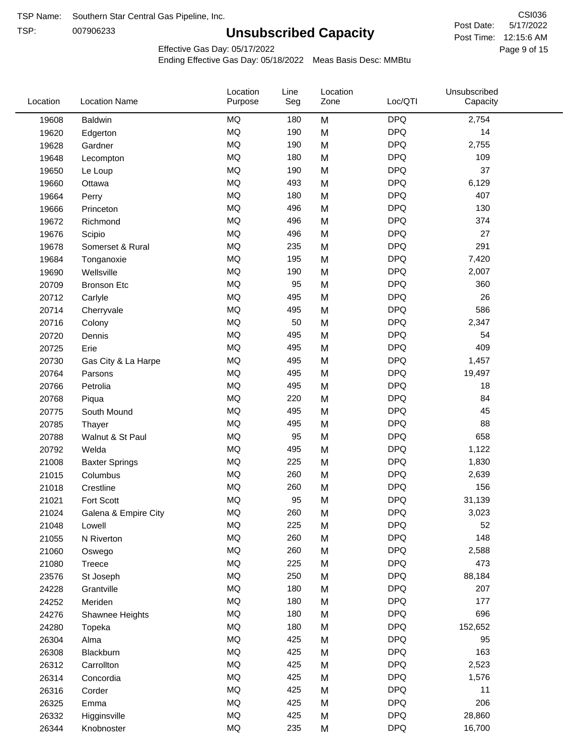TSP Name: Southern Star Central Gas Pipeline, Inc.
TSP: 007906233

# Unsubscribed Capacity

CSI036
Post Date: 5/17/2022
Post Time: 12:15:6 AM

Effective Gas Day: 05/17/2022
Ending Effective Gas Day: 05/18/2022 Meas Basis Desc: MMBtu

| Location | Location Name | Location Purpose | Line Seg | Location Zone | Loc/QTI | Unsubscribed Capacity |
|---|---|---|---|---|---|---|
| 19608 | Baldwin | MQ | 180 | M | DPQ | 2,754 |
| 19620 | Edgerton | MQ | 190 | M | DPQ | 14 |
| 19628 | Gardner | MQ | 190 | M | DPQ | 2,755 |
| 19648 | Lecompton | MQ | 180 | M | DPQ | 109 |
| 19650 | Le Loup | MQ | 190 | M | DPQ | 37 |
| 19660 | Ottawa | MQ | 493 | M | DPQ | 6,129 |
| 19664 | Perry | MQ | 180 | M | DPQ | 407 |
| 19666 | Princeton | MQ | 496 | M | DPQ | 130 |
| 19672 | Richmond | MQ | 496 | M | DPQ | 374 |
| 19676 | Scipio | MQ | 496 | M | DPQ | 27 |
| 19678 | Somerset & Rural | MQ | 235 | M | DPQ | 291 |
| 19684 | Tonganoxie | MQ | 195 | M | DPQ | 7,420 |
| 19690 | Wellsville | MQ | 190 | M | DPQ | 2,007 |
| 20709 | Bronson Etc | MQ | 95 | M | DPQ | 360 |
| 20712 | Carlyle | MQ | 495 | M | DPQ | 26 |
| 20714 | Cherryvale | MQ | 495 | M | DPQ | 586 |
| 20716 | Colony | MQ | 50 | M | DPQ | 2,347 |
| 20720 | Dennis | MQ | 495 | M | DPQ | 54 |
| 20725 | Erie | MQ | 495 | M | DPQ | 409 |
| 20730 | Gas City & La Harpe | MQ | 495 | M | DPQ | 1,457 |
| 20764 | Parsons | MQ | 495 | M | DPQ | 19,497 |
| 20766 | Petrolia | MQ | 495 | M | DPQ | 18 |
| 20768 | Piqua | MQ | 220 | M | DPQ | 84 |
| 20775 | South Mound | MQ | 495 | M | DPQ | 45 |
| 20785 | Thayer | MQ | 495 | M | DPQ | 88 |
| 20788 | Walnut & St Paul | MQ | 95 | M | DPQ | 658 |
| 20792 | Welda | MQ | 495 | M | DPQ | 1,122 |
| 21008 | Baxter Springs | MQ | 225 | M | DPQ | 1,830 |
| 21015 | Columbus | MQ | 260 | M | DPQ | 2,639 |
| 21018 | Crestline | MQ | 260 | M | DPQ | 156 |
| 21021 | Fort Scott | MQ | 95 | M | DPQ | 31,139 |
| 21024 | Galena & Empire City | MQ | 260 | M | DPQ | 3,023 |
| 21048 | Lowell | MQ | 225 | M | DPQ | 52 |
| 21055 | N Riverton | MQ | 260 | M | DPQ | 148 |
| 21060 | Oswego | MQ | 260 | M | DPQ | 2,588 |
| 21080 | Treece | MQ | 225 | M | DPQ | 473 |
| 23576 | St Joseph | MQ | 250 | M | DPQ | 88,184 |
| 24228 | Grantville | MQ | 180 | M | DPQ | 207 |
| 24252 | Meriden | MQ | 180 | M | DPQ | 177 |
| 24276 | Shawnee Heights | MQ | 180 | M | DPQ | 696 |
| 24280 | Topeka | MQ | 180 | M | DPQ | 152,652 |
| 26304 | Alma | MQ | 425 | M | DPQ | 95 |
| 26308 | Blackburn | MQ | 425 | M | DPQ | 163 |
| 26312 | Carrollton | MQ | 425 | M | DPQ | 2,523 |
| 26314 | Concordia | MQ | 425 | M | DPQ | 1,576 |
| 26316 | Corder | MQ | 425 | M | DPQ | 11 |
| 26325 | Emma | MQ | 425 | M | DPQ | 206 |
| 26332 | Higginsville | MQ | 425 | M | DPQ | 28,860 |
| 26344 | Knobnoster | MQ | 235 | M | DPQ | 16,700 |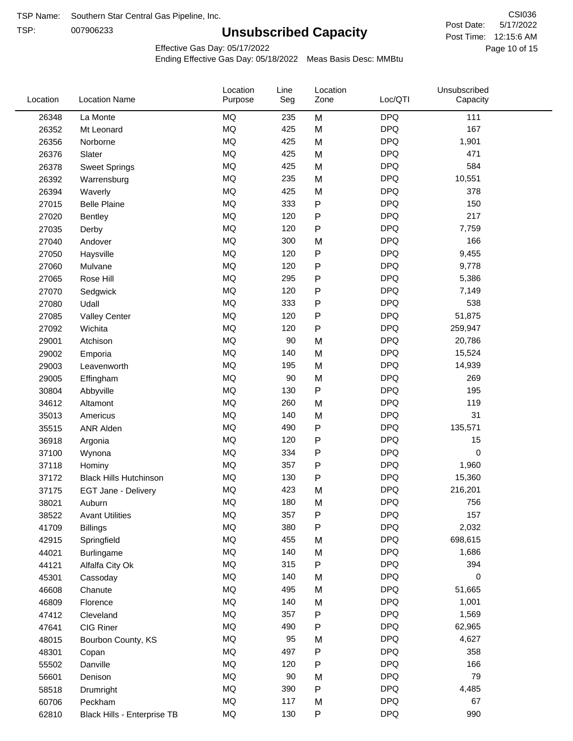TSP Name: Southern Star Central Gas Pipeline, Inc.

TSP: 007906233

# Unsubscribed Capacity

CSI036

Post Date: 5/17/2022

Post Time: 12:15:6 AM

Effective Gas Day: 05/17/2022

Ending Effective Gas Day: 05/18/2022 Meas Basis Desc: MMBtu

| Location | Location Name | Location Purpose | Line Seg | Location Zone | Loc/QTI | Unsubscribed Capacity |
|---|---|---|---|---|---|---|
| 26348 | La Monte | MQ | 235 | M | DPQ | 111 |
| 26352 | Mt Leonard | MQ | 425 | M | DPQ | 167 |
| 26356 | Norborne | MQ | 425 | M | DPQ | 1,901 |
| 26376 | Slater | MQ | 425 | M | DPQ | 471 |
| 26378 | Sweet Springs | MQ | 425 | M | DPQ | 584 |
| 26392 | Warrensburg | MQ | 235 | M | DPQ | 10,551 |
| 26394 | Waverly | MQ | 425 | M | DPQ | 378 |
| 27015 | Belle Plaine | MQ | 333 | P | DPQ | 150 |
| 27020 | Bentley | MQ | 120 | P | DPQ | 217 |
| 27035 | Derby | MQ | 120 | P | DPQ | 7,759 |
| 27040 | Andover | MQ | 300 | M | DPQ | 166 |
| 27050 | Haysville | MQ | 120 | P | DPQ | 9,455 |
| 27060 | Mulvane | MQ | 120 | P | DPQ | 9,778 |
| 27065 | Rose Hill | MQ | 295 | P | DPQ | 5,386 |
| 27070 | Sedgwick | MQ | 120 | P | DPQ | 7,149 |
| 27080 | Udall | MQ | 333 | P | DPQ | 538 |
| 27085 | Valley Center | MQ | 120 | P | DPQ | 51,875 |
| 27092 | Wichita | MQ | 120 | P | DPQ | 259,947 |
| 29001 | Atchison | MQ | 90 | M | DPQ | 20,786 |
| 29002 | Emporia | MQ | 140 | M | DPQ | 15,524 |
| 29003 | Leavenworth | MQ | 195 | M | DPQ | 14,939 |
| 29005 | Effingham | MQ | 90 | M | DPQ | 269 |
| 30804 | Abbyville | MQ | 130 | P | DPQ | 195 |
| 34612 | Altamont | MQ | 260 | M | DPQ | 119 |
| 35013 | Americus | MQ | 140 | M | DPQ | 31 |
| 35515 | ANR Alden | MQ | 490 | P | DPQ | 135,571 |
| 36918 | Argonia | MQ | 120 | P | DPQ | 15 |
| 37100 | Wynona | MQ | 334 | P | DPQ | 0 |
| 37118 | Hominy | MQ | 357 | P | DPQ | 1,960 |
| 37172 | Black Hills Hutchinson | MQ | 130 | P | DPQ | 15,360 |
| 37175 | EGT Jane - Delivery | MQ | 423 | M | DPQ | 216,201 |
| 38021 | Auburn | MQ | 180 | M | DPQ | 756 |
| 38522 | Avant Utilities | MQ | 357 | P | DPQ | 157 |
| 41709 | Billings | MQ | 380 | P | DPQ | 2,032 |
| 42915 | Springfield | MQ | 455 | M | DPQ | 698,615 |
| 44021 | Burlingame | MQ | 140 | M | DPQ | 1,686 |
| 44121 | Alfalfa City Ok | MQ | 315 | P | DPQ | 394 |
| 45301 | Cassoday | MQ | 140 | M | DPQ | 0 |
| 46608 | Chanute | MQ | 495 | M | DPQ | 51,665 |
| 46809 | Florence | MQ | 140 | M | DPQ | 1,001 |
| 47412 | Cleveland | MQ | 357 | P | DPQ | 1,569 |
| 47641 | CIG Riner | MQ | 490 | P | DPQ | 62,965 |
| 48015 | Bourbon County, KS | MQ | 95 | M | DPQ | 4,627 |
| 48301 | Copan | MQ | 497 | P | DPQ | 358 |
| 55502 | Danville | MQ | 120 | P | DPQ | 166 |
| 56601 | Denison | MQ | 90 | M | DPQ | 79 |
| 58518 | Drumright | MQ | 390 | P | DPQ | 4,485 |
| 60706 | Peckham | MQ | 117 | M | DPQ | 67 |
| 62810 | Black Hills - Enterprise TB | MQ | 130 | P | DPQ | 990 |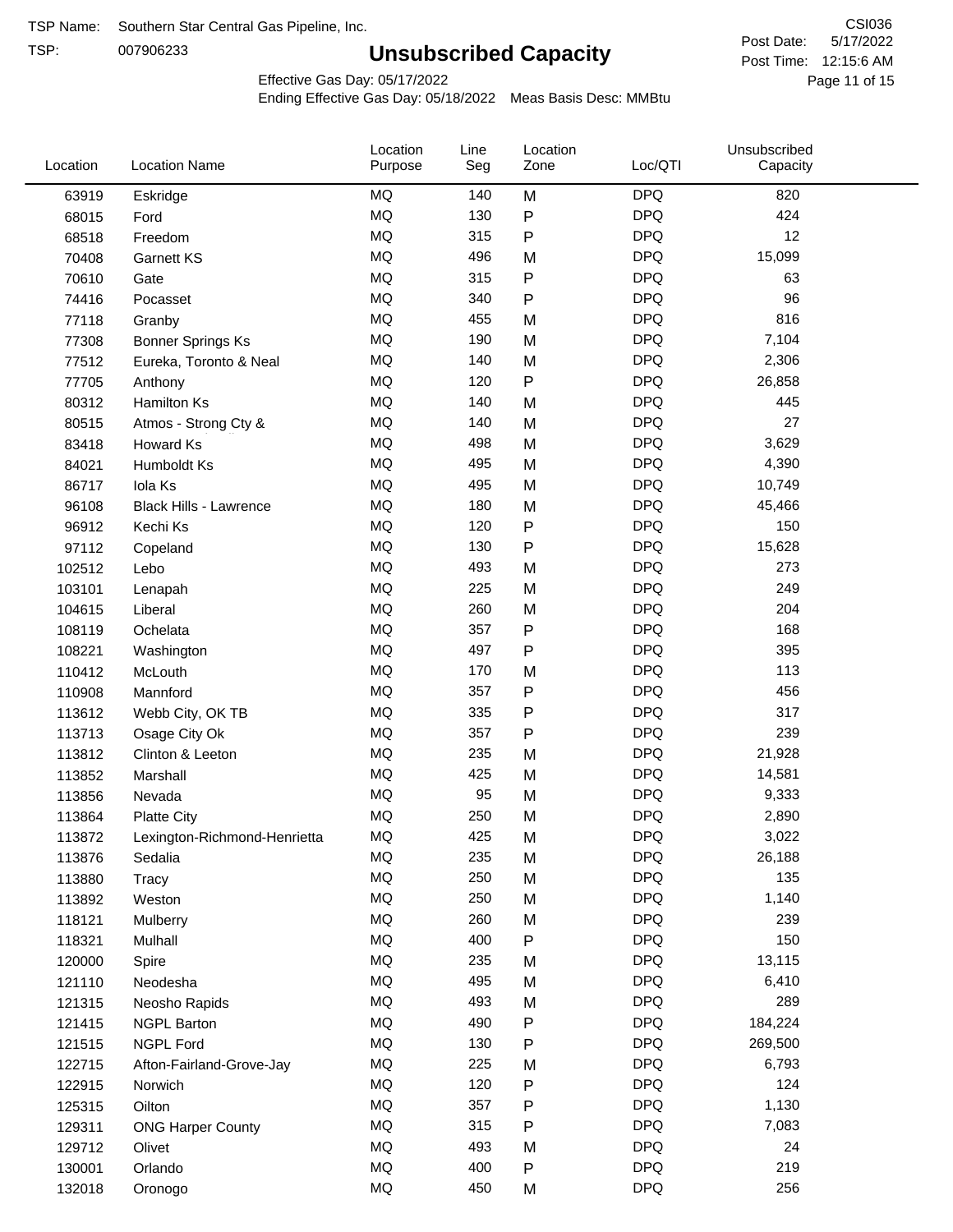TSP Name: Southern Star Central Gas Pipeline, Inc.
TSP: 007906233

# Unsubscribed Capacity

CSI036
Post Date: 5/17/2022
Post Time: 12:15:6 AM

Effective Gas Day: 05/17/2022
Ending Effective Gas Day: 05/18/2022 Meas Basis Desc: MMBtu

| Location | Location Name | Location Purpose | Line Seg | Location Zone | Loc/QTI | Unsubscribed Capacity |
|---|---|---|---|---|---|---|
| 63919 | Eskridge | MQ | 140 | M | DPQ | 820 |
| 68015 | Ford | MQ | 130 | P | DPQ | 424 |
| 68518 | Freedom | MQ | 315 | P | DPQ | 12 |
| 70408 | Garnett KS | MQ | 496 | M | DPQ | 15,099 |
| 70610 | Gate | MQ | 315 | P | DPQ | 63 |
| 74416 | Pocasset | MQ | 340 | P | DPQ | 96 |
| 77118 | Granby | MQ | 455 | M | DPQ | 816 |
| 77308 | Bonner Springs Ks | MQ | 190 | M | DPQ | 7,104 |
| 77512 | Eureka, Toronto & Neal | MQ | 140 | M | DPQ | 2,306 |
| 77705 | Anthony | MQ | 120 | P | DPQ | 26,858 |
| 80312 | Hamilton Ks | MQ | 140 | M | DPQ | 445 |
| 80515 | Atmos - Strong Cty & | MQ | 140 | M | DPQ | 27 |
| 83418 | Howard Ks | MQ | 498 | M | DPQ | 3,629 |
| 84021 | Humboldt Ks | MQ | 495 | M | DPQ | 4,390 |
| 86717 | Iola Ks | MQ | 495 | M | DPQ | 10,749 |
| 96108 | Black Hills - Lawrence | MQ | 180 | M | DPQ | 45,466 |
| 96912 | Kechi Ks | MQ | 120 | P | DPQ | 150 |
| 97112 | Copeland | MQ | 130 | P | DPQ | 15,628 |
| 102512 | Lebo | MQ | 493 | M | DPQ | 273 |
| 103101 | Lenapah | MQ | 225 | M | DPQ | 249 |
| 104615 | Liberal | MQ | 260 | M | DPQ | 204 |
| 108119 | Ochelata | MQ | 357 | P | DPQ | 168 |
| 108221 | Washington | MQ | 497 | P | DPQ | 395 |
| 110412 | McLouth | MQ | 170 | M | DPQ | 113 |
| 110908 | Mannford | MQ | 357 | P | DPQ | 456 |
| 113612 | Webb City, OK TB | MQ | 335 | P | DPQ | 317 |
| 113713 | Osage City Ok | MQ | 357 | P | DPQ | 239 |
| 113812 | Clinton & Leeton | MQ | 235 | M | DPQ | 21,928 |
| 113852 | Marshall | MQ | 425 | M | DPQ | 14,581 |
| 113856 | Nevada | MQ | 95 | M | DPQ | 9,333 |
| 113864 | Platte City | MQ | 250 | M | DPQ | 2,890 |
| 113872 | Lexington-Richmond-Henrietta | MQ | 425 | M | DPQ | 3,022 |
| 113876 | Sedalia | MQ | 235 | M | DPQ | 26,188 |
| 113880 | Tracy | MQ | 250 | M | DPQ | 135 |
| 113892 | Weston | MQ | 250 | M | DPQ | 1,140 |
| 118121 | Mulberry | MQ | 260 | M | DPQ | 239 |
| 118321 | Mulhall | MQ | 400 | P | DPQ | 150 |
| 120000 | Spire | MQ | 235 | M | DPQ | 13,115 |
| 121110 | Neodesha | MQ | 495 | M | DPQ | 6,410 |
| 121315 | Neosho Rapids | MQ | 493 | M | DPQ | 289 |
| 121415 | NGPL Barton | MQ | 490 | P | DPQ | 184,224 |
| 121515 | NGPL Ford | MQ | 130 | P | DPQ | 269,500 |
| 122715 | Afton-Fairland-Grove-Jay | MQ | 225 | M | DPQ | 6,793 |
| 122915 | Norwich | MQ | 120 | P | DPQ | 124 |
| 125315 | Oilton | MQ | 357 | P | DPQ | 1,130 |
| 129311 | ONG Harper County | MQ | 315 | P | DPQ | 7,083 |
| 129712 | Olivet | MQ | 493 | M | DPQ | 24 |
| 130001 | Orlando | MQ | 400 | P | DPQ | 219 |
| 132018 | Oronogo | MQ | 450 | M | DPQ | 256 |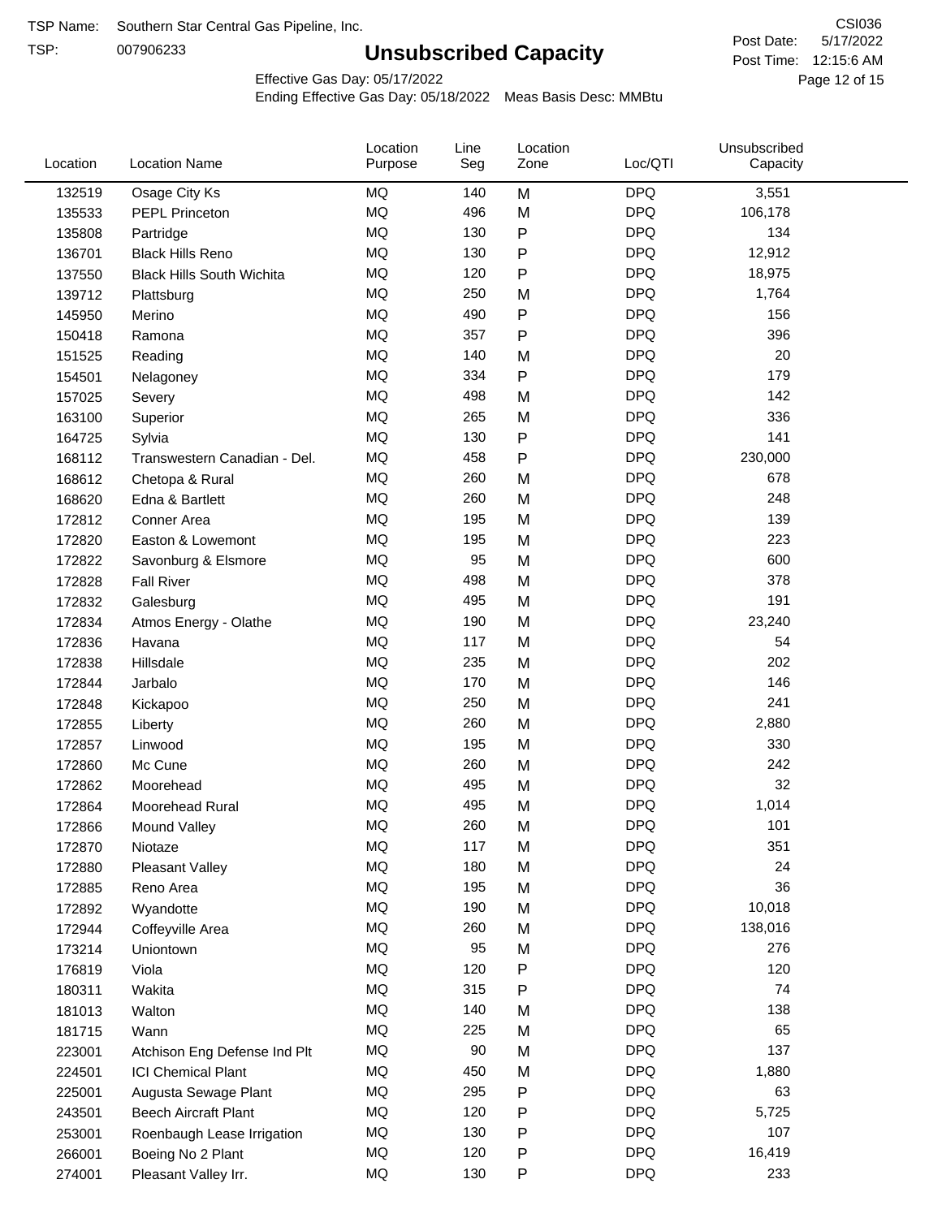TSP Name: Southern Star Central Gas Pipeline, Inc.

TSP: 007906233

# Unsubscribed Capacity

CSI036

Post Date: 5/17/2022

Post Time: 12:15:6 AM

Effective Gas Day: 05/17/2022

Ending Effective Gas Day: 05/18/2022 Meas Basis Desc: MMBtu

| Location | Location Name | Location Purpose | Line Seg | Location Zone | Loc/QTI | Unsubscribed Capacity |
|---|---|---|---|---|---|---|
| 132519 | Osage City Ks | MQ | 140 | M | DPQ | 3,551 |
| 135533 | PEPL Princeton | MQ | 496 | M | DPQ | 106,178 |
| 135808 | Partridge | MQ | 130 | P | DPQ | 134 |
| 136701 | Black Hills Reno | MQ | 130 | P | DPQ | 12,912 |
| 137550 | Black Hills South Wichita | MQ | 120 | P | DPQ | 18,975 |
| 139712 | Plattsburg | MQ | 250 | M | DPQ | 1,764 |
| 145950 | Merino | MQ | 490 | P | DPQ | 156 |
| 150418 | Ramona | MQ | 357 | P | DPQ | 396 |
| 151525 | Reading | MQ | 140 | M | DPQ | 20 |
| 154501 | Nelagoney | MQ | 334 | P | DPQ | 179 |
| 157025 | Severy | MQ | 498 | M | DPQ | 142 |
| 163100 | Superior | MQ | 265 | M | DPQ | 336 |
| 164725 | Sylvia | MQ | 130 | P | DPQ | 141 |
| 168112 | Transwestern Canadian - Del. | MQ | 458 | P | DPQ | 230,000 |
| 168612 | Chetopa & Rural | MQ | 260 | M | DPQ | 678 |
| 168620 | Edna & Bartlett | MQ | 260 | M | DPQ | 248 |
| 172812 | Conner Area | MQ | 195 | M | DPQ | 139 |
| 172820 | Easton & Lowemont | MQ | 195 | M | DPQ | 223 |
| 172822 | Savonburg & Elsmore | MQ | 95 | M | DPQ | 600 |
| 172828 | Fall River | MQ | 498 | M | DPQ | 378 |
| 172832 | Galesburg | MQ | 495 | M | DPQ | 191 |
| 172834 | Atmos Energy - Olathe | MQ | 190 | M | DPQ | 23,240 |
| 172836 | Havana | MQ | 117 | M | DPQ | 54 |
| 172838 | Hillsdale | MQ | 235 | M | DPQ | 202 |
| 172844 | Jarbalo | MQ | 170 | M | DPQ | 146 |
| 172848 | Kickapoo | MQ | 250 | M | DPQ | 241 |
| 172855 | Liberty | MQ | 260 | M | DPQ | 2,880 |
| 172857 | Linwood | MQ | 195 | M | DPQ | 330 |
| 172860 | Mc Cune | MQ | 260 | M | DPQ | 242 |
| 172862 | Moorehead | MQ | 495 | M | DPQ | 32 |
| 172864 | Moorehead Rural | MQ | 495 | M | DPQ | 1,014 |
| 172866 | Mound Valley | MQ | 260 | M | DPQ | 101 |
| 172870 | Niotaze | MQ | 117 | M | DPQ | 351 |
| 172880 | Pleasant Valley | MQ | 180 | M | DPQ | 24 |
| 172885 | Reno Area | MQ | 195 | M | DPQ | 36 |
| 172892 | Wyandotte | MQ | 190 | M | DPQ | 10,018 |
| 172944 | Coffeyville Area | MQ | 260 | M | DPQ | 138,016 |
| 173214 | Uniontown | MQ | 95 | M | DPQ | 276 |
| 176819 | Viola | MQ | 120 | P | DPQ | 120 |
| 180311 | Wakita | MQ | 315 | P | DPQ | 74 |
| 181013 | Walton | MQ | 140 | M | DPQ | 138 |
| 181715 | Wann | MQ | 225 | M | DPQ | 65 |
| 223001 | Atchison Eng Defense Ind Plt | MQ | 90 | M | DPQ | 137 |
| 224501 | ICI Chemical Plant | MQ | 450 | M | DPQ | 1,880 |
| 225001 | Augusta Sewage Plant | MQ | 295 | P | DPQ | 63 |
| 243501 | Beech Aircraft Plant | MQ | 120 | P | DPQ | 5,725 |
| 253001 | Roenbaugh Lease Irrigation | MQ | 130 | P | DPQ | 107 |
| 266001 | Boeing No 2 Plant | MQ | 120 | P | DPQ | 16,419 |
| 274001 | Pleasant Valley Irr. | MQ | 130 | P | DPQ | 233 |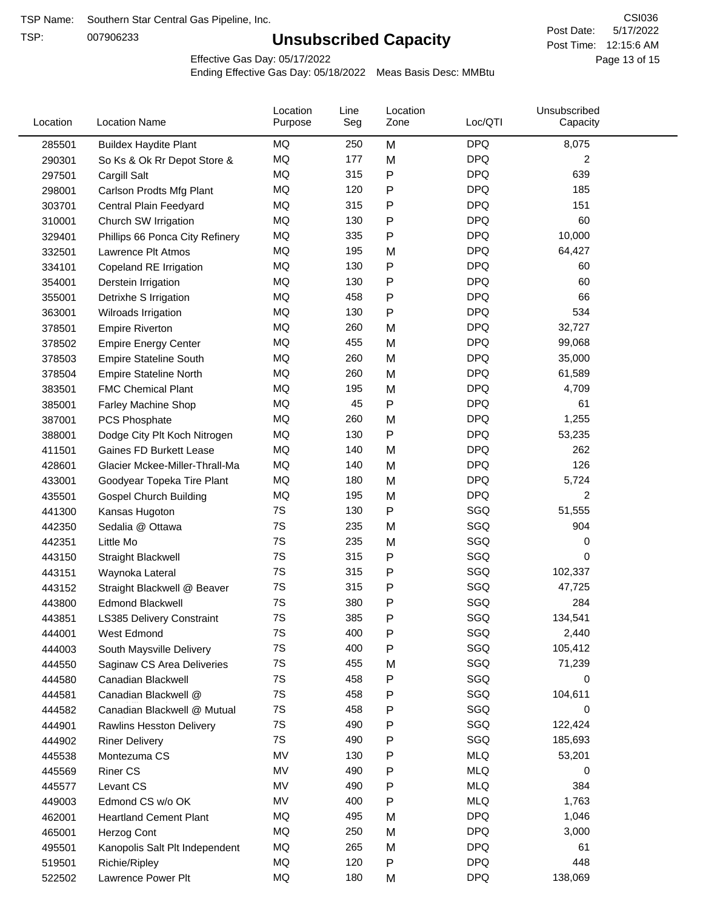TSP Name: Southern Star Central Gas Pipeline, Inc.

TSP: 007906233

# Unsubscribed Capacity

CSI036

Post Date: 5/17/2022

Post Time: 12:15:6 AM

Effective Gas Day: 05/17/2022

Ending Effective Gas Day: 05/18/2022 Meas Basis Desc: MMBtu

| Location | Location Name | Location Purpose | Line Seg | Location Zone | Loc/QTI | Unsubscribed Capacity |
|---|---|---|---|---|---|---|
| 285501 | Buildex Haydite Plant | MQ | 250 | M | DPQ | 8,075 |
| 290301 | So Ks & Ok Rr Depot Store & | MQ | 177 | M | DPQ | 2 |
| 297501 | Cargill Salt | MQ | 315 | P | DPQ | 639 |
| 298001 | Carlson Prodts Mfg Plant | MQ | 120 | P | DPQ | 185 |
| 303701 | Central Plain Feedyard | MQ | 315 | P | DPQ | 151 |
| 310001 | Church SW Irrigation | MQ | 130 | P | DPQ | 60 |
| 329401 | Phillips 66 Ponca City Refinery | MQ | 335 | P | DPQ | 10,000 |
| 332501 | Lawrence Plt Atmos | MQ | 195 | M | DPQ | 64,427 |
| 334101 | Copeland RE Irrigation | MQ | 130 | P | DPQ | 60 |
| 354001 | Derstein Irrigation | MQ | 130 | P | DPQ | 60 |
| 355001 | Detrixhe S Irrigation | MQ | 458 | P | DPQ | 66 |
| 363001 | Wilroads Irrigation | MQ | 130 | P | DPQ | 534 |
| 378501 | Empire Riverton | MQ | 260 | M | DPQ | 32,727 |
| 378502 | Empire Energy Center | MQ | 455 | M | DPQ | 99,068 |
| 378503 | Empire Stateline South | MQ | 260 | M | DPQ | 35,000 |
| 378504 | Empire Stateline North | MQ | 260 | M | DPQ | 61,589 |
| 383501 | FMC Chemical Plant | MQ | 195 | M | DPQ | 4,709 |
| 385001 | Farley Machine Shop | MQ | 45 | P | DPQ | 61 |
| 387001 | PCS Phosphate | MQ | 260 | M | DPQ | 1,255 |
| 388001 | Dodge City Plt Koch Nitrogen | MQ | 130 | P | DPQ | 53,235 |
| 411501 | Gaines FD Burkett Lease | MQ | 140 | M | DPQ | 262 |
| 428601 | Glacier Mckee-Miller-Thrall-Ma | MQ | 140 | M | DPQ | 126 |
| 433001 | Goodyear Topeka Tire Plant | MQ | 180 | M | DPQ | 5,724 |
| 435501 | Gospel Church Building | MQ | 195 | M | DPQ | 2 |
| 441300 | Kansas Hugoton | 7S | 130 | P | SGQ | 51,555 |
| 442350 | Sedalia @ Ottawa | 7S | 235 | M | SGQ | 904 |
| 442351 | Little Mo | 7S | 235 | M | SGQ | 0 |
| 443150 | Straight Blackwell | 7S | 315 | P | SGQ | 0 |
| 443151 | Waynoka Lateral | 7S | 315 | P | SGQ | 102,337 |
| 443152 | Straight Blackwell @ Beaver | 7S | 315 | P | SGQ | 47,725 |
| 443800 | Edmond Blackwell | 7S | 380 | P | SGQ | 284 |
| 443851 | LS385 Delivery Constraint | 7S | 385 | P | SGQ | 134,541 |
| 444001 | West Edmond | 7S | 400 | P | SGQ | 2,440 |
| 444003 | South Maysville Delivery | 7S | 400 | P | SGQ | 105,412 |
| 444550 | Saginaw CS Area Deliveries | 7S | 455 | M | SGQ | 71,239 |
| 444580 | Canadian Blackwell | 7S | 458 | P | SGQ | 0 |
| 444581 | Canadian Blackwell @ | 7S | 458 | P | SGQ | 104,611 |
| 444582 | Canadian Blackwell @ Mutual | 7S | 458 | P | SGQ | 0 |
| 444901 | Rawlins Hesston Delivery | 7S | 490 | P | SGQ | 122,424 |
| 444902 | Riner Delivery | 7S | 490 | P | SGQ | 185,693 |
| 445538 | Montezuma CS | MV | 130 | P | MLQ | 53,201 |
| 445569 | Riner CS | MV | 490 | P | MLQ | 0 |
| 445577 | Levant CS | MV | 490 | P | MLQ | 384 |
| 449003 | Edmond CS w/o OK | MV | 400 | P | MLQ | 1,763 |
| 462001 | Heartland Cement Plant | MQ | 495 | M | DPQ | 1,046 |
| 465001 | Herzog Cont | MQ | 250 | M | DPQ | 3,000 |
| 495501 | Kanopolis Salt Plt Independent | MQ | 265 | M | DPQ | 61 |
| 519501 | Richie/Ripley | MQ | 120 | P | DPQ | 448 |
| 522502 | Lawrence Power Plt | MQ | 180 | M | DPQ | 138,069 |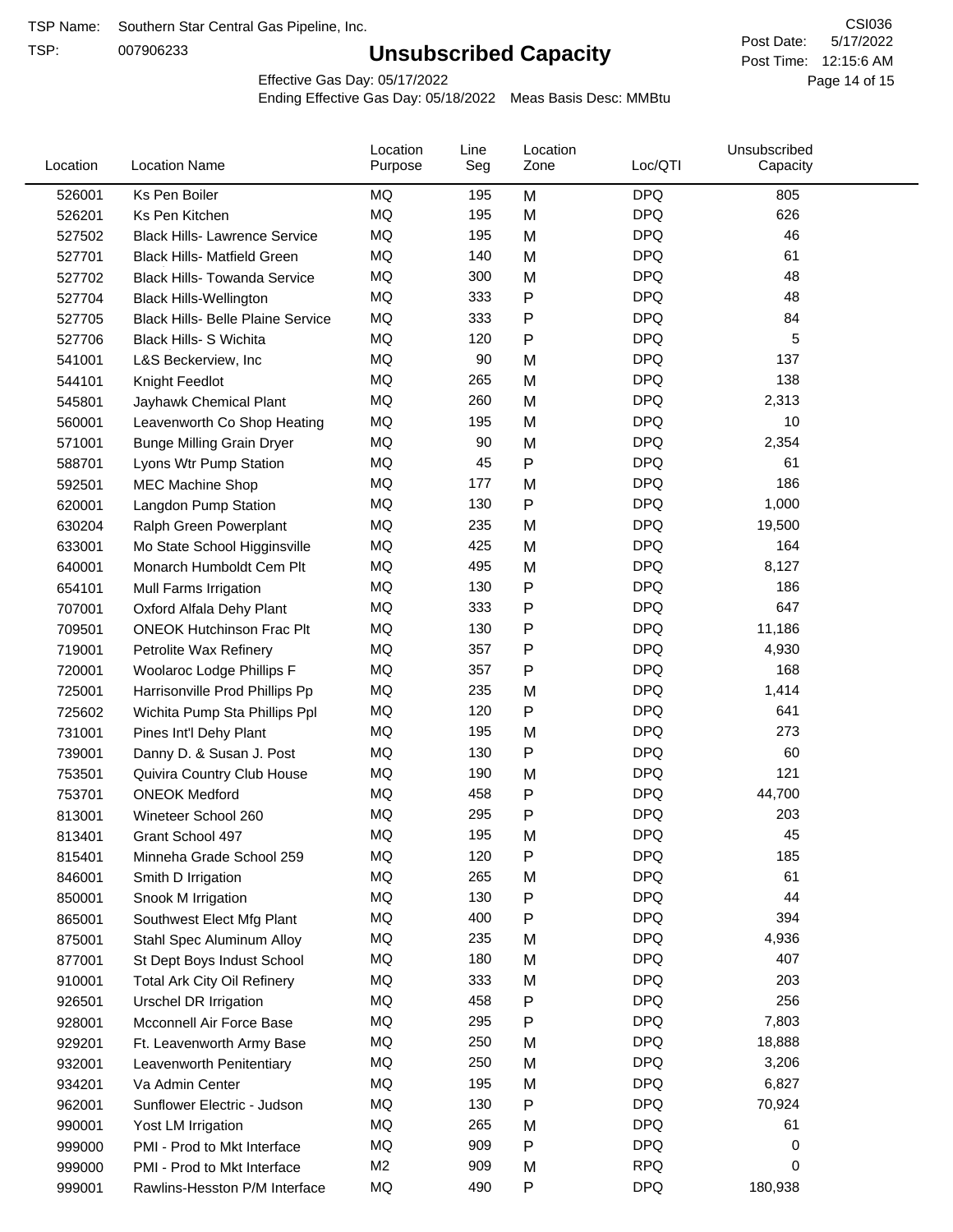TSP Name: Southern Star Central Gas Pipeline, Inc.

TSP: 007906233

# Unsubscribed Capacity

CSI036

Post Date: 5/17/2022

Post Time: 12:15:6 AM

Effective Gas Day: 05/17/2022

Ending Effective Gas Day: 05/18/2022 Meas Basis Desc: MMBtu

| Location | Location Name | Location Purpose | Line Seg | Location Zone | Loc/QTI | Unsubscribed Capacity |
|---|---|---|---|---|---|---|
| 526001 | Ks Pen Boiler | MQ | 195 | M | DPQ | 805 |
| 526201 | Ks Pen Kitchen | MQ | 195 | M | DPQ | 626 |
| 527502 | Black Hills- Lawrence Service | MQ | 195 | M | DPQ | 46 |
| 527701 | Black Hills- Matfield Green | MQ | 140 | M | DPQ | 61 |
| 527702 | Black Hills- Towanda Service | MQ | 300 | M | DPQ | 48 |
| 527704 | Black Hills-Wellington | MQ | 333 | P | DPQ | 48 |
| 527705 | Black Hills- Belle Plaine Service | MQ | 333 | P | DPQ | 84 |
| 527706 | Black Hills- S Wichita | MQ | 120 | P | DPQ | 5 |
| 541001 | L&S Beckerview, Inc | MQ | 90 | M | DPQ | 137 |
| 544101 | Knight Feedlot | MQ | 265 | M | DPQ | 138 |
| 545801 | Jayhawk Chemical Plant | MQ | 260 | M | DPQ | 2,313 |
| 560001 | Leavenworth Co Shop Heating | MQ | 195 | M | DPQ | 10 |
| 571001 | Bunge Milling Grain Dryer | MQ | 90 | M | DPQ | 2,354 |
| 588701 | Lyons Wtr Pump Station | MQ | 45 | P | DPQ | 61 |
| 592501 | MEC Machine Shop | MQ | 177 | M | DPQ | 186 |
| 620001 | Langdon Pump Station | MQ | 130 | P | DPQ | 1,000 |
| 630204 | Ralph Green Powerplant | MQ | 235 | M | DPQ | 19,500 |
| 633001 | Mo State School Higginsville | MQ | 425 | M | DPQ | 164 |
| 640001 | Monarch Humboldt Cem Plt | MQ | 495 | M | DPQ | 8,127 |
| 654101 | Mull Farms Irrigation | MQ | 130 | P | DPQ | 186 |
| 707001 | Oxford Alfala Dehy Plant | MQ | 333 | P | DPQ | 647 |
| 709501 | ONEOK Hutchinson Frac Plt | MQ | 130 | P | DPQ | 11,186 |
| 719001 | Petrolite Wax Refinery | MQ | 357 | P | DPQ | 4,930 |
| 720001 | Woolaroc Lodge Phillips F | MQ | 357 | P | DPQ | 168 |
| 725001 | Harrisonville Prod Phillips Pp | MQ | 235 | M | DPQ | 1,414 |
| 725602 | Wichita Pump Sta Phillips Ppl | MQ | 120 | P | DPQ | 641 |
| 731001 | Pines Int'l Dehy Plant | MQ | 195 | M | DPQ | 273 |
| 739001 | Danny D. & Susan J. Post | MQ | 130 | P | DPQ | 60 |
| 753501 | Quivira Country Club House | MQ | 190 | M | DPQ | 121 |
| 753701 | ONEOK Medford | MQ | 458 | P | DPQ | 44,700 |
| 813001 | Wineteer School 260 | MQ | 295 | P | DPQ | 203 |
| 813401 | Grant School 497 | MQ | 195 | M | DPQ | 45 |
| 815401 | Minneha Grade School 259 | MQ | 120 | P | DPQ | 185 |
| 846001 | Smith D Irrigation | MQ | 265 | M | DPQ | 61 |
| 850001 | Snook M Irrigation | MQ | 130 | P | DPQ | 44 |
| 865001 | Southwest Elect Mfg Plant | MQ | 400 | P | DPQ | 394 |
| 875001 | Stahl Spec Aluminum Alloy | MQ | 235 | M | DPQ | 4,936 |
| 877001 | St Dept Boys Indust School | MQ | 180 | M | DPQ | 407 |
| 910001 | Total Ark City Oil Refinery | MQ | 333 | M | DPQ | 203 |
| 926501 | Urschel DR Irrigation | MQ | 458 | P | DPQ | 256 |
| 928001 | Mcconnell Air Force Base | MQ | 295 | P | DPQ | 7,803 |
| 929201 | Ft. Leavenworth Army Base | MQ | 250 | M | DPQ | 18,888 |
| 932001 | Leavenworth Penitentiary | MQ | 250 | M | DPQ | 3,206 |
| 934201 | Va Admin Center | MQ | 195 | M | DPQ | 6,827 |
| 962001 | Sunflower Electric - Judson | MQ | 130 | P | DPQ | 70,924 |
| 990001 | Yost LM Irrigation | MQ | 265 | M | DPQ | 61 |
| 999000 | PMI - Prod to Mkt Interface | MQ | 909 | P | DPQ | 0 |
| 999000 | PMI - Prod to Mkt Interface | M2 | 909 | M | RPQ | 0 |
| 999001 | Rawlins-Hesston P/M Interface | MQ | 490 | P | DPQ | 180,938 |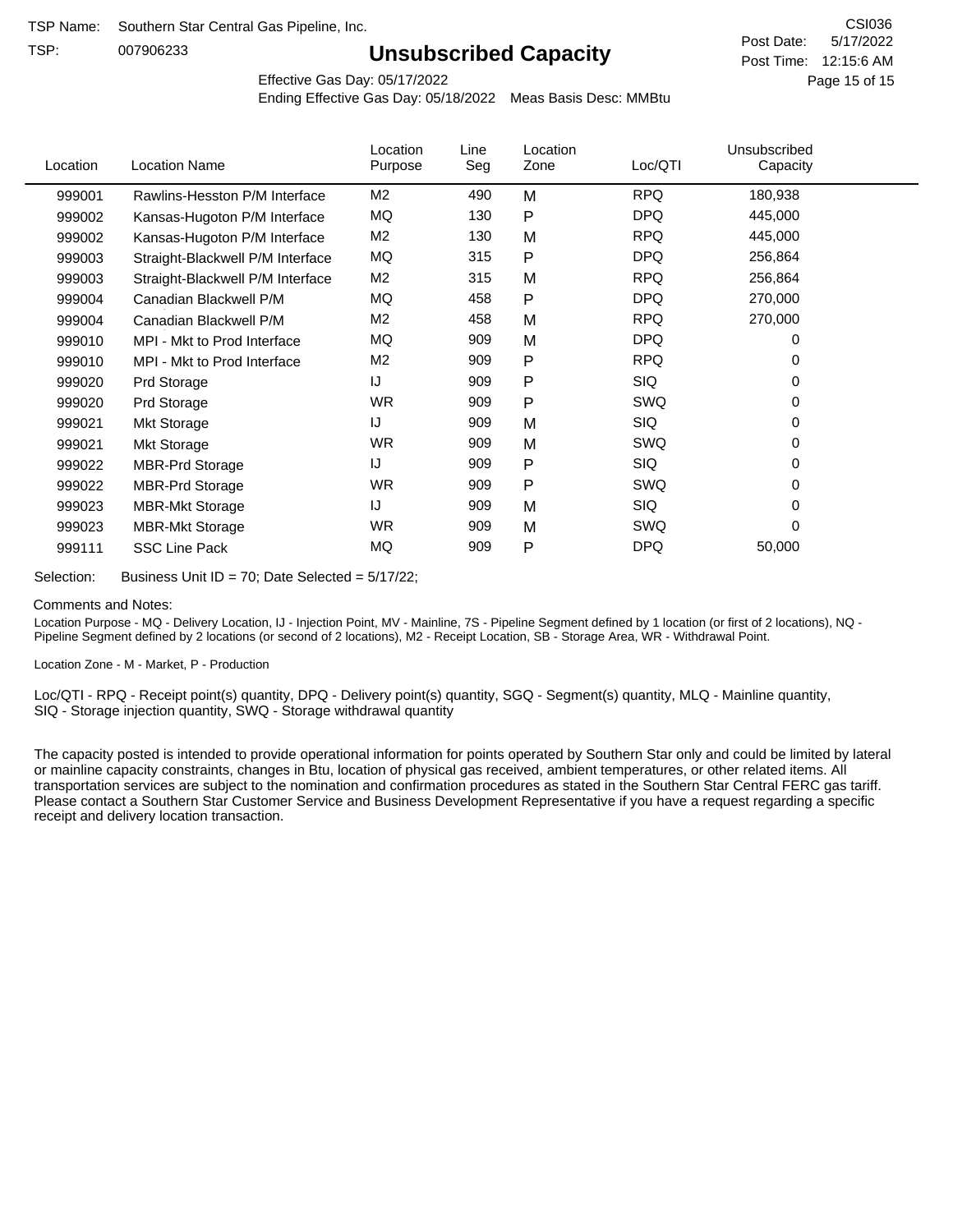TSP Name: Southern Star Central Gas Pipeline, Inc.

TSP: 007906233

# Unsubscribed Capacity

CSI036

Post Date: 5/17/2022

Post Time: 12:15:6 AM

Effective Gas Day: 05/17/2022

Ending Effective Gas Day: 05/18/2022 Meas Basis Desc: MMBtu

| Location | Location Name | Location Purpose | Line Seg | Location Zone | Loc/QTI | Unsubscribed Capacity |
|---|---|---|---|---|---|---|
| 999001 | Rawlins-Hesston P/M Interface | M2 | 490 | M | RPQ | 180,938 |
| 999002 | Kansas-Hugoton P/M Interface | MQ | 130 | P | DPQ | 445,000 |
| 999002 | Kansas-Hugoton P/M Interface | M2 | 130 | M | RPQ | 445,000 |
| 999003 | Straight-Blackwell P/M Interface | MQ | 315 | P | DPQ | 256,864 |
| 999003 | Straight-Blackwell P/M Interface | M2 | 315 | M | RPQ | 256,864 |
| 999004 | Canadian Blackwell P/M | MQ | 458 | P | DPQ | 270,000 |
| 999004 | Canadian Blackwell P/M | M2 | 458 | M | RPQ | 270,000 |
| 999010 | MPI - Mkt to Prod Interface | MQ | 909 | M | DPQ | 0 |
| 999010 | MPI - Mkt to Prod Interface | M2 | 909 | P | RPQ | 0 |
| 999020 | Prd Storage | IJ | 909 | P | SIQ | 0 |
| 999020 | Prd Storage | WR | 909 | P | SWQ | 0 |
| 999021 | Mkt Storage | IJ | 909 | M | SIQ | 0 |
| 999021 | Mkt Storage | WR | 909 | M | SWQ | 0 |
| 999022 | MBR-Prd Storage | IJ | 909 | P | SIQ | 0 |
| 999022 | MBR-Prd Storage | WR | 909 | P | SWQ | 0 |
| 999023 | MBR-Mkt Storage | IJ | 909 | M | SIQ | 0 |
| 999023 | MBR-Mkt Storage | WR | 909 | M | SWQ | 0 |
| 999111 | SSC Line Pack | MQ | 909 | P | DPQ | 50,000 |

Selection: Business Unit ID = 70; Date Selected = 5/17/22;

Comments and Notes:

Location Purpose - MQ - Delivery Location, IJ - Injection Point, MV - Mainline, 7S - Pipeline Segment defined by 1 location (or first of 2 locations), NQ - Pipeline Segment defined by 2 locations (or second of 2 locations), M2 - Receipt Location, SB - Storage Area, WR - Withdrawal Point.

Location Zone - M - Market, P - Production

Loc/QTI - RPQ - Receipt point(s) quantity, DPQ - Delivery point(s) quantity, SGQ - Segment(s) quantity, MLQ - Mainline quantity, SIQ - Storage injection quantity, SWQ - Storage withdrawal quantity

The capacity posted is intended to provide operational information for points operated by Southern Star only and could be limited by lateral or mainline capacity constraints, changes in Btu, location of physical gas received, ambient temperatures, or other related items. All transportation services are subject to the nomination and confirmation procedures as stated in the Southern Star Central FERC gas tariff. Please contact a Southern Star Customer Service and Business Development Representative if you have a request regarding a specific receipt and delivery location transaction.